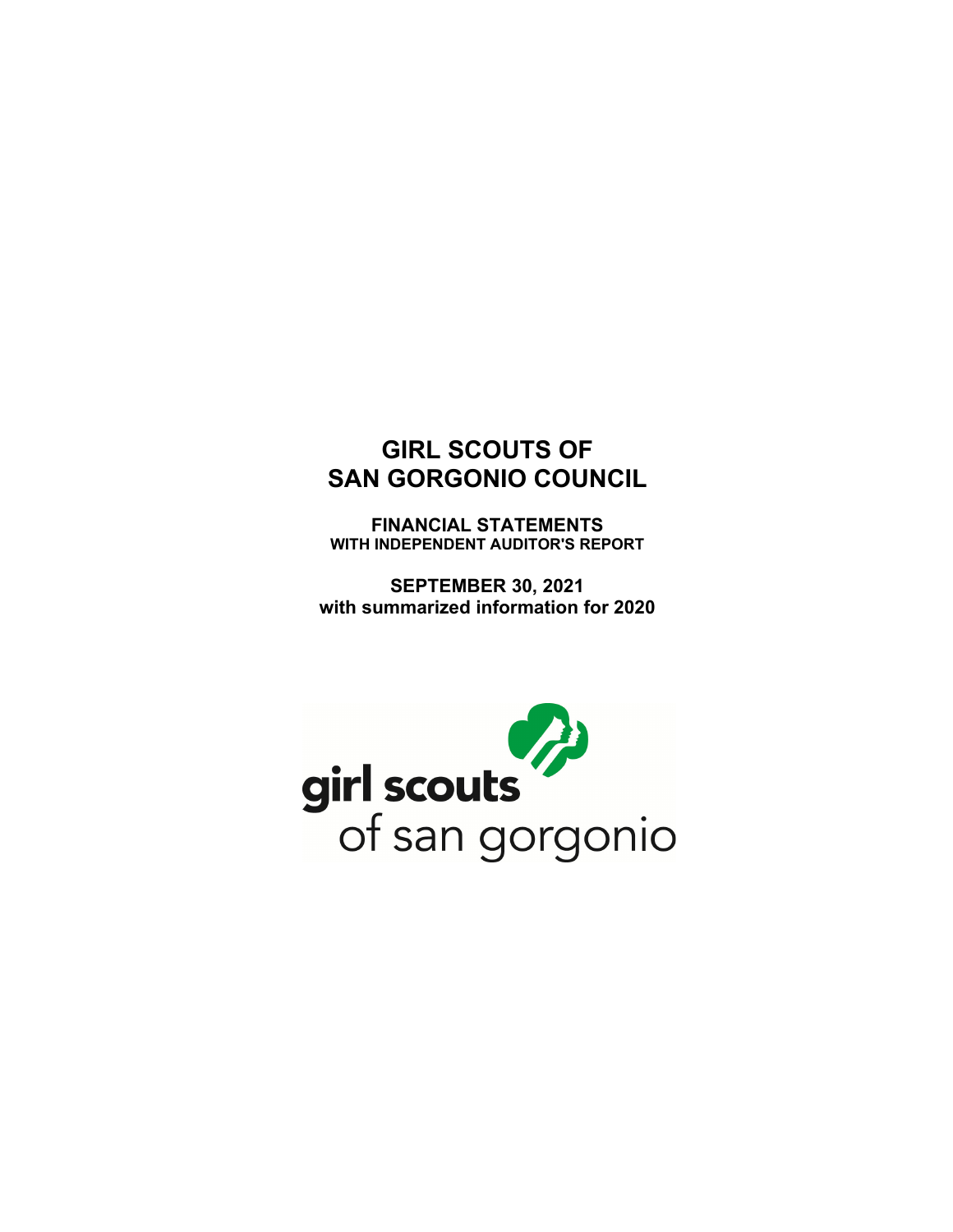# GIRL SCOUTS OF SAN GORGONIO COUNCIL

**FINANCIAL STATEMENTS**
**WITH INDEPENDENT AUDITOR'S REPORT**

**SEPTEMBER 30, 2021**
**with summarized information for 2020**

girl scouts
of san gorgonio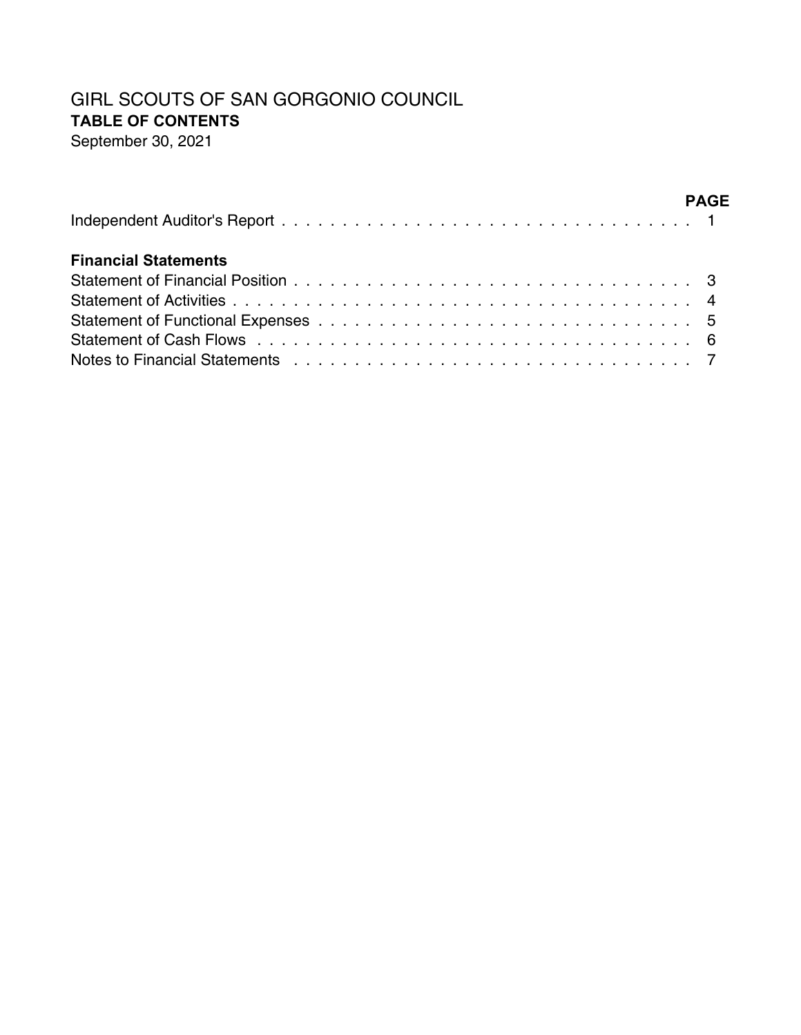# GIRL SCOUTS OF SAN GORGONIO COUNCIL

**TABLE OF CONTENTS**

September 30, 2021

| | PAGE |
|---|---|
| Independent Auditor's Report | 1 |
| **Financial Statements** | |
| Statement of Financial Position | 3 |
| Statement of Activities | 4 |
| Statement of Functional Expenses | 5 |
| Statement of Cash Flows | 6 |
| Notes to Financial Statements | 7 |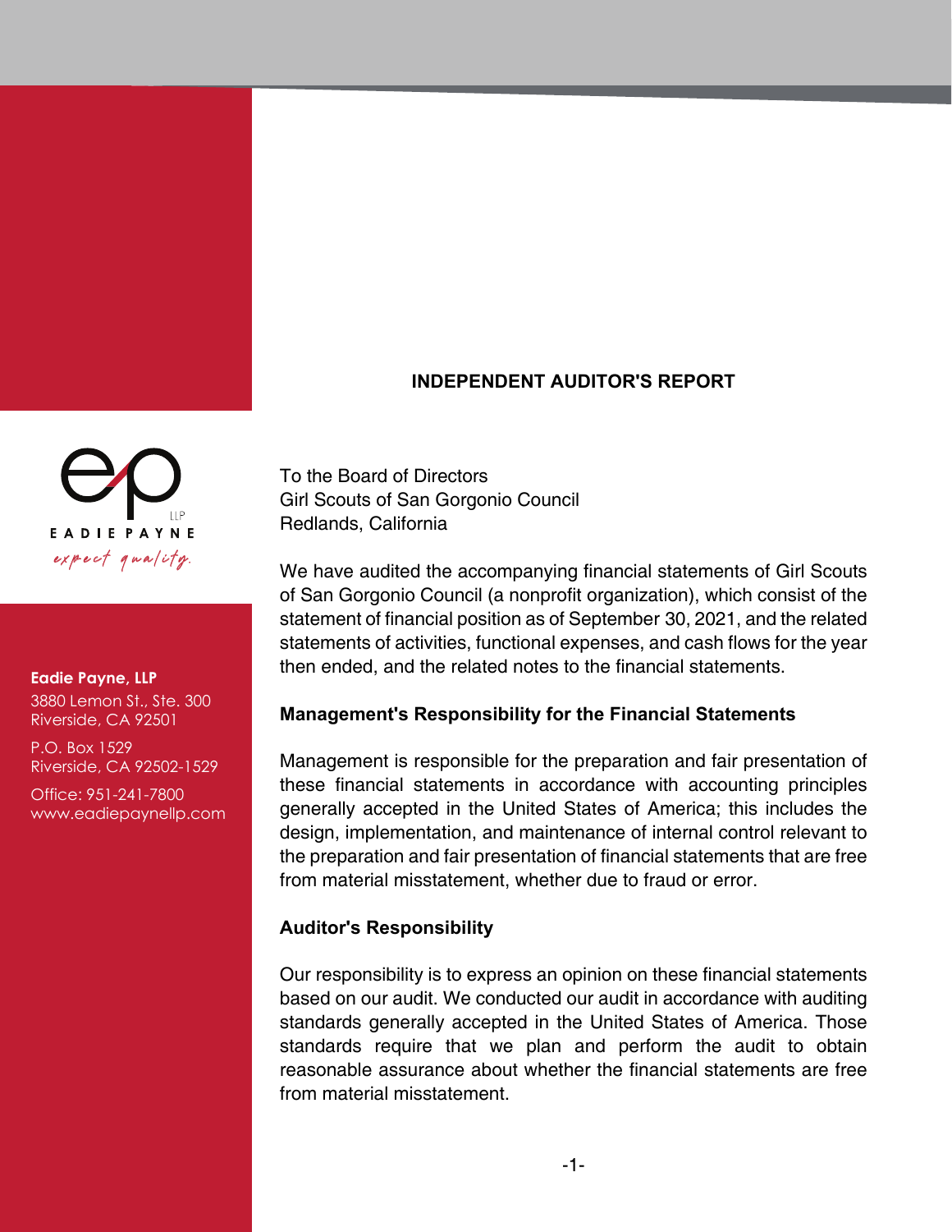## INDEPENDENT AUDITOR'S REPORT

EADIE PAYNE
LLP
*expect quality.*

**Eadie Payne, LLP**
3880 Lemon St., Ste. 300
Riverside, CA 92501

P.O. Box 1529
Riverside, CA 92502-1529

Office: 951-241-7800
www.eadiepaynellp.com

To the Board of Directors
Girl Scouts of San Gorgonio Council
Redlands, California

We have audited the accompanying financial statements of Girl Scouts of San Gorgonio Council (a nonprofit organization), which consist of the statement of financial position as of September 30, 2021, and the related statements of activities, functional expenses, and cash flows for the year then ended, and the related notes to the financial statements.

### Management's Responsibility for the Financial Statements

Management is responsible for the preparation and fair presentation of these financial statements in accordance with accounting principles generally accepted in the United States of America; this includes the design, implementation, and maintenance of internal control relevant to the preparation and fair presentation of financial statements that are free from material misstatement, whether due to fraud or error.

### Auditor's Responsibility

Our responsibility is to express an opinion on these financial statements based on our audit. We conducted our audit in accordance with auditing standards generally accepted in the United States of America. Those standards require that we plan and perform the audit to obtain reasonable assurance about whether the financial statements are free from material misstatement.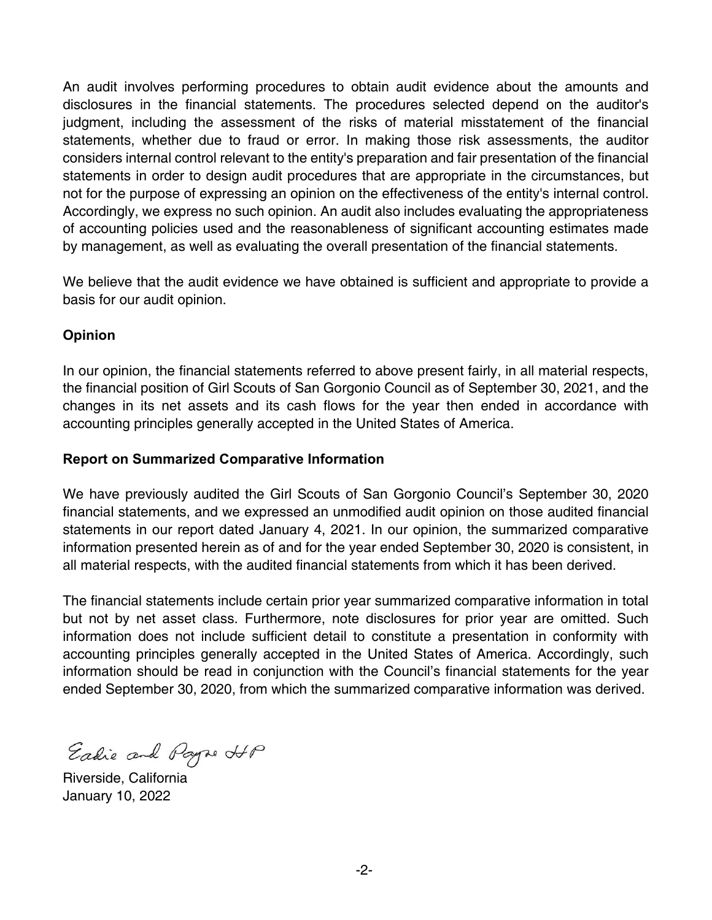An audit involves performing procedures to obtain audit evidence about the amounts and disclosures in the financial statements. The procedures selected depend on the auditor's judgment, including the assessment of the risks of material misstatement of the financial statements, whether due to fraud or error. In making those risk assessments, the auditor considers internal control relevant to the entity's preparation and fair presentation of the financial statements in order to design audit procedures that are appropriate in the circumstances, but not for the purpose of expressing an opinion on the effectiveness of the entity's internal control. Accordingly, we express no such opinion. An audit also includes evaluating the appropriateness of accounting policies used and the reasonableness of significant accounting estimates made by management, as well as evaluating the overall presentation of the financial statements.

We believe that the audit evidence we have obtained is sufficient and appropriate to provide a basis for our audit opinion.

**Opinion**

In our opinion, the financial statements referred to above present fairly, in all material respects, the financial position of Girl Scouts of San Gorgonio Council as of September 30, 2021, and the changes in its net assets and its cash flows for the year then ended in accordance with accounting principles generally accepted in the United States of America.

**Report on Summarized Comparative Information**

We have previously audited the Girl Scouts of San Gorgonio Council's September 30, 2020 financial statements, and we expressed an unmodified audit opinion on those audited financial statements in our report dated January 4, 2021. In our opinion, the summarized comparative information presented herein as of and for the year ended September 30, 2020 is consistent, in all material respects, with the audited financial statements from which it has been derived.

The financial statements include certain prior year summarized comparative information in total but not by net asset class. Furthermore, note disclosures for prior year are omitted. Such information does not include sufficient detail to constitute a presentation in conformity with accounting principles generally accepted in the United States of America. Accordingly, such information should be read in conjunction with the Council's financial statements for the year ended September 30, 2020, from which the summarized comparative information was derived.

Eadie and Payne LLP

Riverside, California
January 10, 2022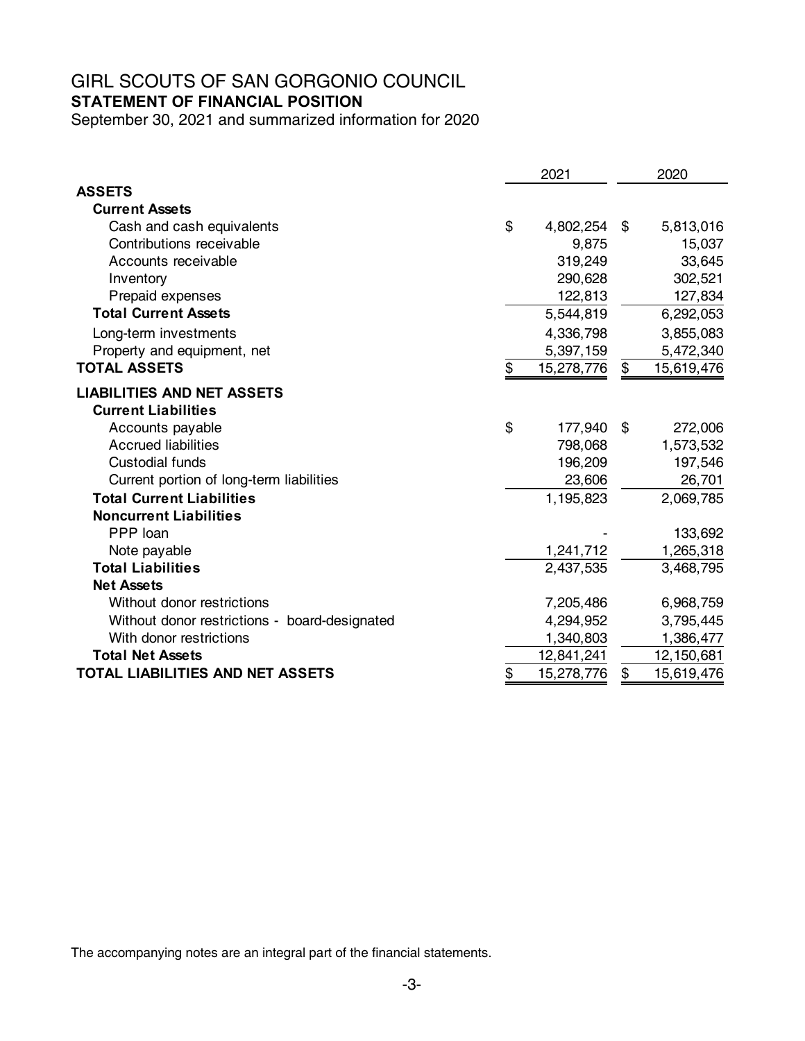# GIRL SCOUTS OF SAN GORGONIO COUNCIL

## STATEMENT OF FINANCIAL POSITION

September 30, 2021 and summarized information for 2020

| | 2021 | 2020 |
|---|---|---|
| **ASSETS** | | |
| **Current Assets** | | |
| Cash and cash equivalents | $ 4,802,254 | $ 5,813,016 |
| Contributions receivable | 9,875 | 15,037 |
| Accounts receivable | 319,249 | 33,645 |
| Inventory | 290,628 | 302,521 |
| Prepaid expenses | 122,813 | 127,834 |
| **Total Current Assets** | 5,544,819 | 6,292,053 |
| Long-term investments | 4,336,798 | 3,855,083 |
| Property and equipment, net | 5,397,159 | 5,472,340 |
| **TOTAL ASSETS** | $ 15,278,776 | $ 15,619,476 |
| **LIABILITIES AND NET ASSETS** | | |
| **Current Liabilities** | | |
| Accounts payable | $ 177,940 | $ 272,006 |
| Accrued liabilities | 798,068 | 1,573,532 |
| Custodial funds | 196,209 | 197,546 |
| Current portion of long-term liabilities | 23,606 | 26,701 |
| **Total Current Liabilities** | 1,195,823 | 2,069,785 |
| **Noncurrent Liabilities** | | |
| PPP loan | - | 133,692 |
| Note payable | 1,241,712 | 1,265,318 |
| **Total Liabilities** | 2,437,535 | 3,468,795 |
| **Net Assets** | | |
| Without donor restrictions | 7,205,486 | 6,968,759 |
| Without donor restrictions - board-designated | 4,294,952 | 3,795,445 |
| With donor restrictions | 1,340,803 | 1,386,477 |
| **Total Net Assets** | 12,841,241 | 12,150,681 |
| **TOTAL LIABILITIES AND NET ASSETS** | $ 15,278,776 | $ 15,619,476 |

The accompanying notes are an integral part of the financial statements.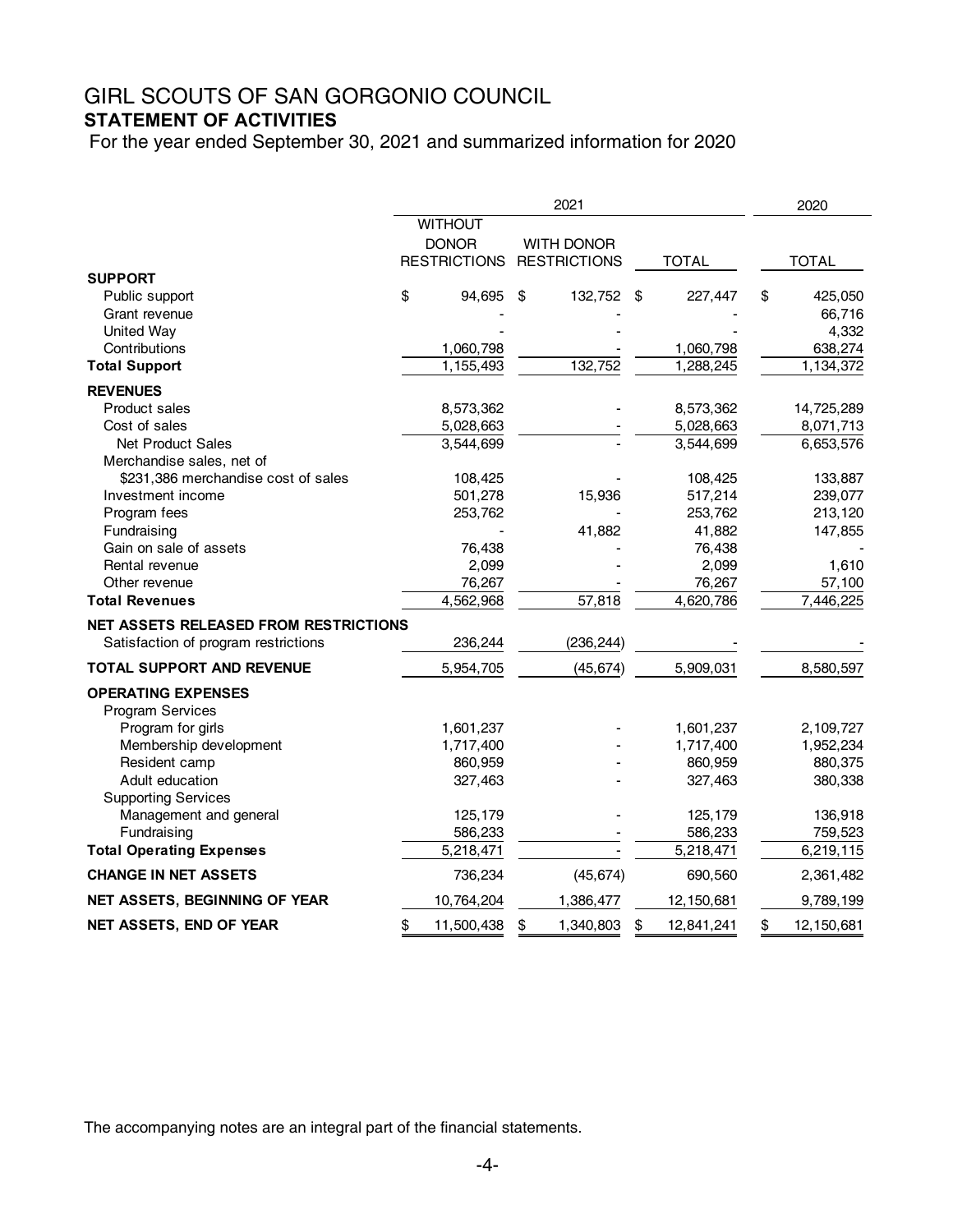# GIRL SCOUTS OF SAN GORGONIO COUNCIL

## STATEMENT OF ACTIVITIES

For the year ended September 30, 2021 and summarized information for 2020

| | 2021 | | | 2020 |
|---|---|---|---|---|
| | WITHOUT DONOR RESTRICTIONS | WITH DONOR RESTRICTIONS | TOTAL | TOTAL |
| **SUPPORT** | | | | |
| Public support | $ 94,695 | $ 132,752 | $ 227,447 | $ 425,050 |
| Grant revenue | - | - | - | 66,716 |
| United Way | - | - | - | 4,332 |
| Contributions | 1,060,798 | - | 1,060,798 | 638,274 |
| **Total Support** | 1,155,493 | 132,752 | 1,288,245 | 1,134,372 |
| **REVENUES** | | | | |
| Product sales | 8,573,362 | - | 8,573,362 | 14,725,289 |
| Cost of sales | 5,028,663 | - | 5,028,663 | 8,071,713 |
| Net Product Sales | 3,544,699 | - | 3,544,699 | 6,653,576 |
| Merchandise sales, net of $231,386 merchandise cost of sales | 108,425 | - | 108,425 | 133,887 |
| Investment income | 501,278 | 15,936 | 517,214 | 239,077 |
| Program fees | 253,762 | - | 253,762 | 213,120 |
| Fundraising | - | 41,882 | 41,882 | 147,855 |
| Gain on sale of assets | 76,438 | - | 76,438 | - |
| Rental revenue | 2,099 | - | 2,099 | 1,610 |
| Other revenue | 76,267 | - | 76,267 | 57,100 |
| **Total Revenues** | 4,562,968 | 57,818 | 4,620,786 | 7,446,225 |
| **NET ASSETS RELEASED FROM RESTRICTIONS** | | | | |
| Satisfaction of program restrictions | 236,244 | (236,244) | - | - |
| **TOTAL SUPPORT AND REVENUE** | 5,954,705 | (45,674) | 5,909,031 | 8,580,597 |
| **OPERATING EXPENSES** | | | | |
| Program Services | | | | |
| Program for girls | 1,601,237 | - | 1,601,237 | 2,109,727 |
| Membership development | 1,717,400 | - | 1,717,400 | 1,952,234 |
| Resident camp | 860,959 | - | 860,959 | 880,375 |
| Adult education | 327,463 | - | 327,463 | 380,338 |
| Supporting Services | | | | |
| Management and general | 125,179 | - | 125,179 | 136,918 |
| Fundraising | 586,233 | - | 586,233 | 759,523 |
| **Total Operating Expenses** | 5,218,471 | - | 5,218,471 | 6,219,115 |
| **CHANGE IN NET ASSETS** | 736,234 | (45,674) | 690,560 | 2,361,482 |
| **NET ASSETS, BEGINNING OF YEAR** | 10,764,204 | 1,386,477 | 12,150,681 | 9,789,199 |
| **NET ASSETS, END OF YEAR** | $ 11,500,438 | $ 1,340,803 | $ 12,841,241 | $ 12,150,681 |

The accompanying notes are an integral part of the financial statements.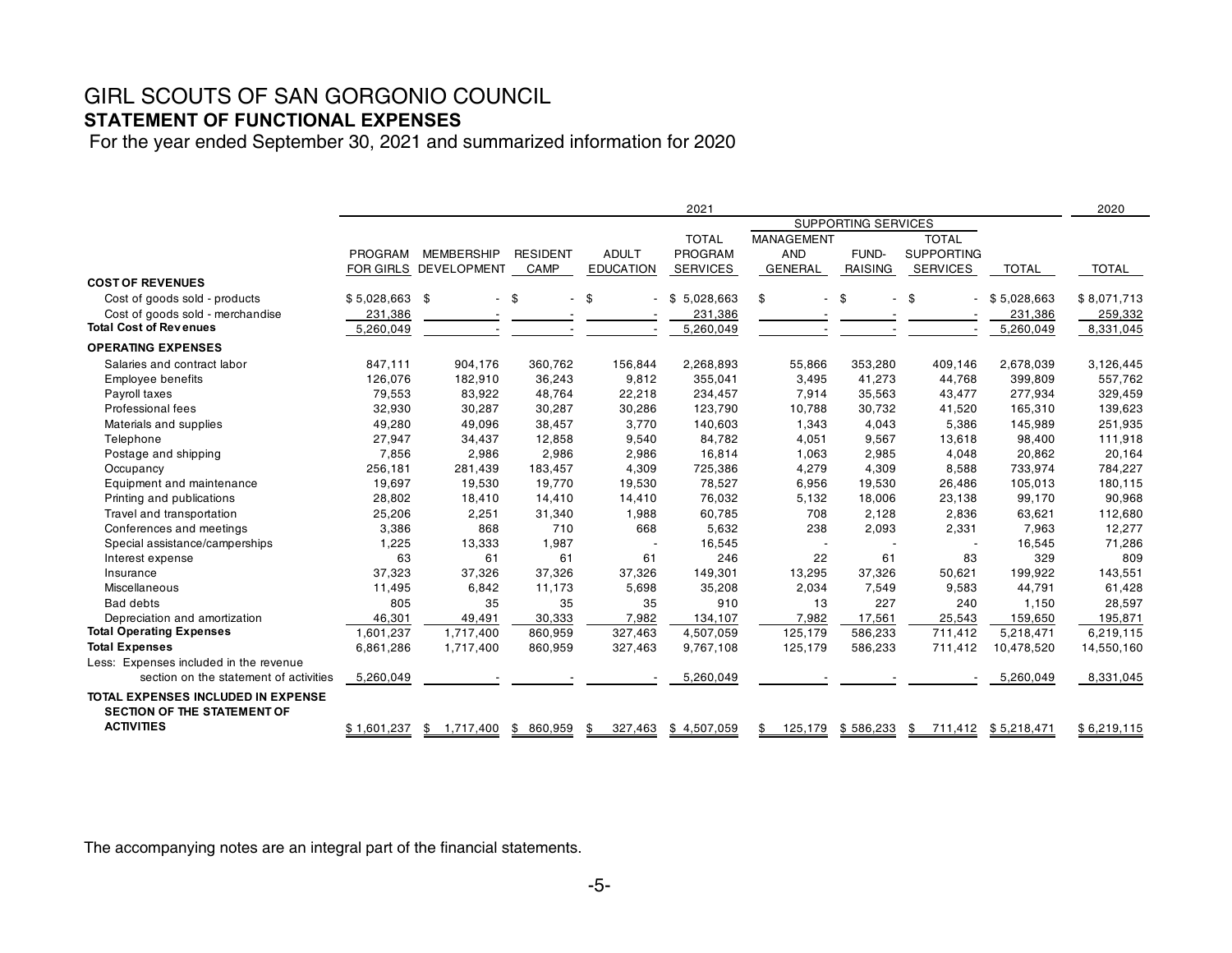# GIRL SCOUTS OF SAN GORGONIO COUNCIL

## STATEMENT OF FUNCTIONAL EXPENSES

For the year ended September 30, 2021 and summarized information for 2020

| | 2021 | | | | | | | | | 2020 |
|---|---|---|---|---|---|---|---|---|---|---|
| | | | | | | SUPPORTING SERVICES | | | | |
| | PROGRAM FOR GIRLS | MEMBERSHIP DEVELOPMENT | RESIDENT CAMP | ADULT EDUCATION | TOTAL PROGRAM SERVICES | MANAGEMENT AND GENERAL | FUND-RAISING | TOTAL SUPPORTING SERVICES | TOTAL | TOTAL |
| **COST OF REVENUES** | | | | | | | | | | |
| Cost of goods sold - products | $ 5,028,663 | $ - | $ - | $ - | $ 5,028,663 | $ - | $ - | $ - | $ 5,028,663 | $ 8,071,713 |
| Cost of goods sold - merchandise | 231,386 | - | - | - | 231,386 | - | - | - | 231,386 | 259,332 |
| **Total Cost of Revenues** | 5,260,049 | - | - | - | 5,260,049 | - | - | - | 5,260,049 | 8,331,045 |
| **OPERATING EXPENSES** | | | | | | | | | | |
| Salaries and contract labor | 847,111 | 904,176 | 360,762 | 156,844 | 2,268,893 | 55,866 | 353,280 | 409,146 | 2,678,039 | 3,126,445 |
| Employee benefits | 126,076 | 182,910 | 36,243 | 9,812 | 355,041 | 3,495 | 41,273 | 44,768 | 399,809 | 557,762 |
| Payroll taxes | 79,553 | 83,922 | 48,764 | 22,218 | 234,457 | 7,914 | 35,563 | 43,477 | 277,934 | 329,459 |
| Professional fees | 32,930 | 30,287 | 30,287 | 30,286 | 123,790 | 10,788 | 30,732 | 41,520 | 165,310 | 139,623 |
| Materials and supplies | 49,280 | 49,096 | 38,457 | 3,770 | 140,603 | 1,343 | 4,043 | 5,386 | 145,989 | 251,935 |
| Telephone | 27,947 | 34,437 | 12,858 | 9,540 | 84,782 | 4,051 | 9,567 | 13,618 | 98,400 | 111,918 |
| Postage and shipping | 7,856 | 2,986 | 2,986 | 2,986 | 16,814 | 1,063 | 2,985 | 4,048 | 20,862 | 20,164 |
| Occupancy | 256,181 | 281,439 | 183,457 | 4,309 | 725,386 | 4,279 | 4,309 | 8,588 | 733,974 | 784,227 |
| Equipment and maintenance | 19,697 | 19,530 | 19,770 | 19,530 | 78,527 | 6,956 | 19,530 | 26,486 | 105,013 | 180,115 |
| Printing and publications | 28,802 | 18,410 | 14,410 | 14,410 | 76,032 | 5,132 | 18,006 | 23,138 | 99,170 | 90,968 |
| Travel and transportation | 25,206 | 2,251 | 31,340 | 1,988 | 60,785 | 708 | 2,128 | 2,836 | 63,621 | 112,680 |
| Conferences and meetings | 3,386 | 868 | 710 | 668 | 5,632 | 238 | 2,093 | 2,331 | 7,963 | 12,277 |
| Special assistance/camperships | 1,225 | 13,333 | 1,987 | - | 16,545 | - | - | - | 16,545 | 71,286 |
| Interest expense | 63 | 61 | 61 | 61 | 246 | 22 | 61 | 83 | 329 | 809 |
| Insurance | 37,323 | 37,326 | 37,326 | 37,326 | 149,301 | 13,295 | 37,326 | 50,621 | 199,922 | 143,551 |
| Miscellaneous | 11,495 | 6,842 | 11,173 | 5,698 | 35,208 | 2,034 | 7,549 | 9,583 | 44,791 | 61,428 |
| Bad debts | 805 | 35 | 35 | 35 | 910 | 13 | 227 | 240 | 1,150 | 28,597 |
| Depreciation and amortization | 46,301 | 49,491 | 30,333 | 7,982 | 134,107 | 7,982 | 17,561 | 25,543 | 159,650 | 195,871 |
| **Total Operating Expenses** | 1,601,237 | 1,717,400 | 860,959 | 327,463 | 4,507,059 | 125,179 | 586,233 | 711,412 | 5,218,471 | 6,219,115 |
| **Total Expenses** | 6,861,286 | 1,717,400 | 860,959 | 327,463 | 9,767,108 | 125,179 | 586,233 | 711,412 | 10,478,520 | 14,550,160 |
| Less: Expenses included in the revenue section on the statement of activities | 5,260,049 | - | - | - | 5,260,049 | - | - | - | 5,260,049 | 8,331,045 |
| **TOTAL EXPENSES INCLUDED IN EXPENSE SECTION OF THE STATEMENT OF ACTIVITIES** | $ 1,601,237 | $ 1,717,400 | $ 860,959 | $ 327,463 | $ 4,507,059 | $ 125,179 | $ 586,233 | $ 711,412 | $ 5,218,471 | $ 6,219,115 |

The accompanying notes are an integral part of the financial statements.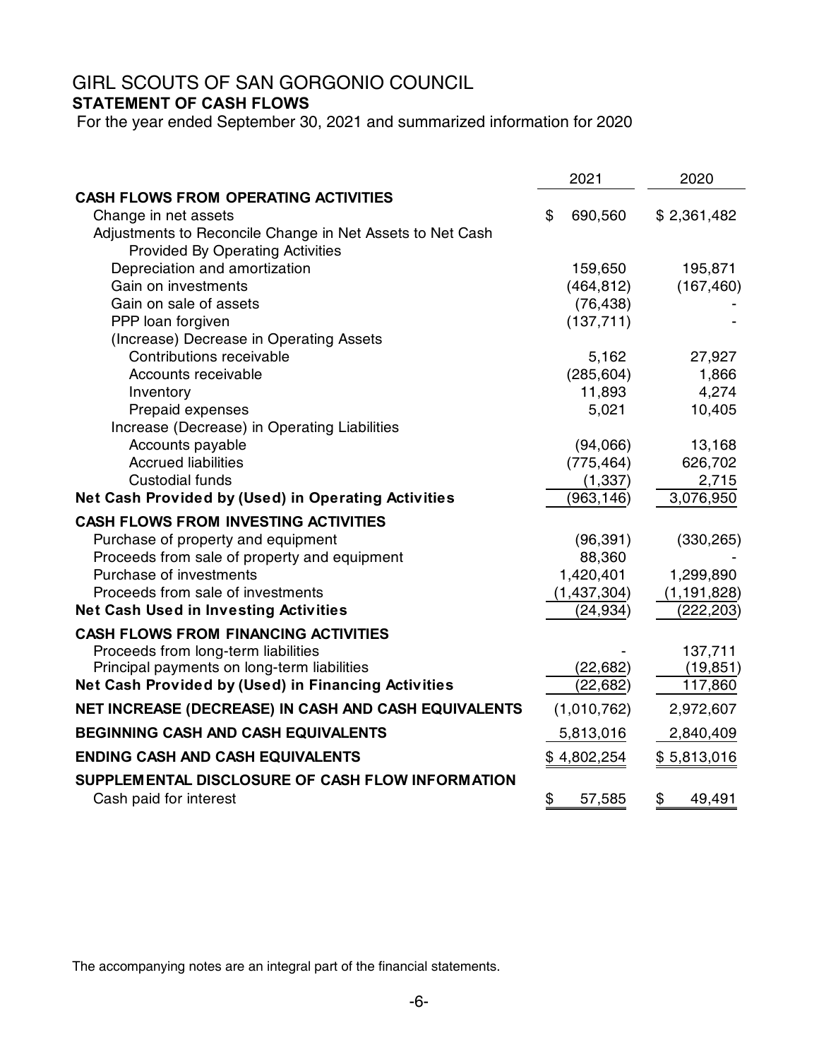# GIRL SCOUTS OF SAN GORGONIO COUNCIL

**STATEMENT OF CASH FLOWS**

For the year ended September 30, 2021 and summarized information for 2020

| | 2021 | 2020 |
|---|---|---|
| **CASH FLOWS FROM OPERATING ACTIVITIES** | | |
| Change in net assets | $ 690,560 | $ 2,361,482 |
| Adjustments to Reconcile Change in Net Assets to Net Cash Provided By Operating Activities | | |
| Depreciation and amortization | 159,650 | 195,871 |
| Gain on investments | (464,812) | (167,460) |
| Gain on sale of assets | (76,438) | - |
| PPP loan forgiven | (137,711) | - |
| (Increase) Decrease in Operating Assets | | |
| Contributions receivable | 5,162 | 27,927 |
| Accounts receivable | (285,604) | 1,866 |
| Inventory | 11,893 | 4,274 |
| Prepaid expenses | 5,021 | 10,405 |
| Increase (Decrease) in Operating Liabilities | | |
| Accounts payable | (94,066) | 13,168 |
| Accrued liabilities | (775,464) | 626,702 |
| Custodial funds | (1,337) | 2,715 |
| **Net Cash Provided by (Used) in Operating Activities** | (963,146) | 3,076,950 |
| **CASH FLOWS FROM INVESTING ACTIVITIES** | | |
| Purchase of property and equipment | (96,391) | (330,265) |
| Proceeds from sale of property and equipment | 88,360 | - |
| Purchase of investments | 1,420,401 | 1,299,890 |
| Proceeds from sale of investments | (1,437,304) | (1,191,828) |
| **Net Cash Used in Investing Activities** | (24,934) | (222,203) |
| **CASH FLOWS FROM FINANCING ACTIVITIES** | | |
| Proceeds from long-term liabilities | - | 137,711 |
| Principal payments on long-term liabilities | (22,682) | (19,851) |
| **Net Cash Provided by (Used) in Financing Activities** | (22,682) | 117,860 |
| **NET INCREASE (DECREASE) IN CASH AND CASH EQUIVALENTS** | (1,010,762) | 2,972,607 |
| **BEGINNING CASH AND CASH EQUIVALENTS** | 5,813,016 | 2,840,409 |
| **ENDING CASH AND CASH EQUIVALENTS** | $ 4,802,254 | $ 5,813,016 |
| **SUPPLEMENTAL DISCLOSURE OF CASH FLOW INFORMATION** | | |
| Cash paid for interest | $ 57,585 | $ 49,491 |

The accompanying notes are an integral part of the financial statements.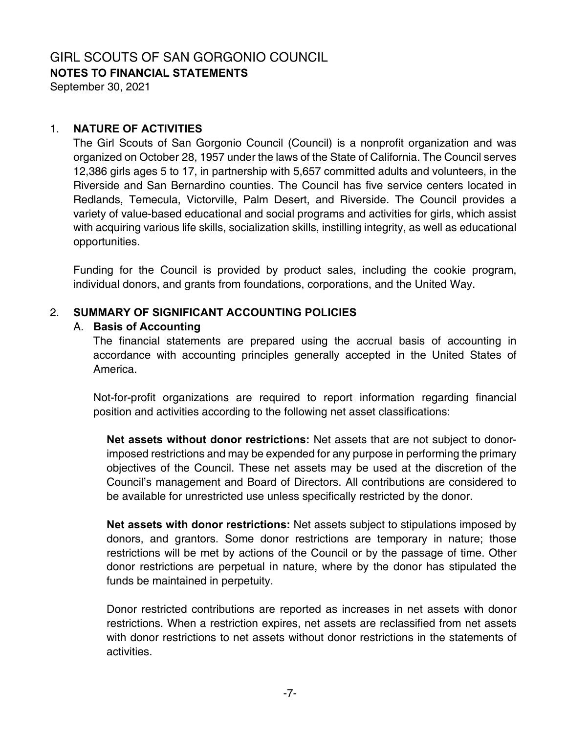# GIRL SCOUTS OF SAN GORGONIO COUNCIL

**NOTES TO FINANCIAL STATEMENTS**

September 30, 2021

## 1. NATURE OF ACTIVITIES

The Girl Scouts of San Gorgonio Council (Council) is a nonprofit organization and was organized on October 28, 1957 under the laws of the State of California. The Council serves 12,386 girls ages 5 to 17, in partnership with 5,657 committed adults and volunteers, in the Riverside and San Bernardino counties. The Council has five service centers located in Redlands, Temecula, Victorville, Palm Desert, and Riverside. The Council provides a variety of value-based educational and social programs and activities for girls, which assist with acquiring various life skills, socialization skills, instilling integrity, as well as educational opportunities.

Funding for the Council is provided by product sales, including the cookie program, individual donors, and grants from foundations, corporations, and the United Way.

## 2. SUMMARY OF SIGNIFICANT ACCOUNTING POLICIES

### A. Basis of Accounting

The financial statements are prepared using the accrual basis of accounting in accordance with accounting principles generally accepted in the United States of America.

Not-for-profit organizations are required to report information regarding financial position and activities according to the following net asset classifications:

**Net assets without donor restrictions:** Net assets that are not subject to donor-imposed restrictions and may be expended for any purpose in performing the primary objectives of the Council. These net assets may be used at the discretion of the Council's management and Board of Directors. All contributions are considered to be available for unrestricted use unless specifically restricted by the donor.

**Net assets with donor restrictions:** Net assets subject to stipulations imposed by donors, and grantors. Some donor restrictions are temporary in nature; those restrictions will be met by actions of the Council or by the passage of time. Other donor restrictions are perpetual in nature, where by the donor has stipulated the funds be maintained in perpetuity.

Donor restricted contributions are reported as increases in net assets with donor restrictions. When a restriction expires, net assets are reclassified from net assets with donor restrictions to net assets without donor restrictions in the statements of activities.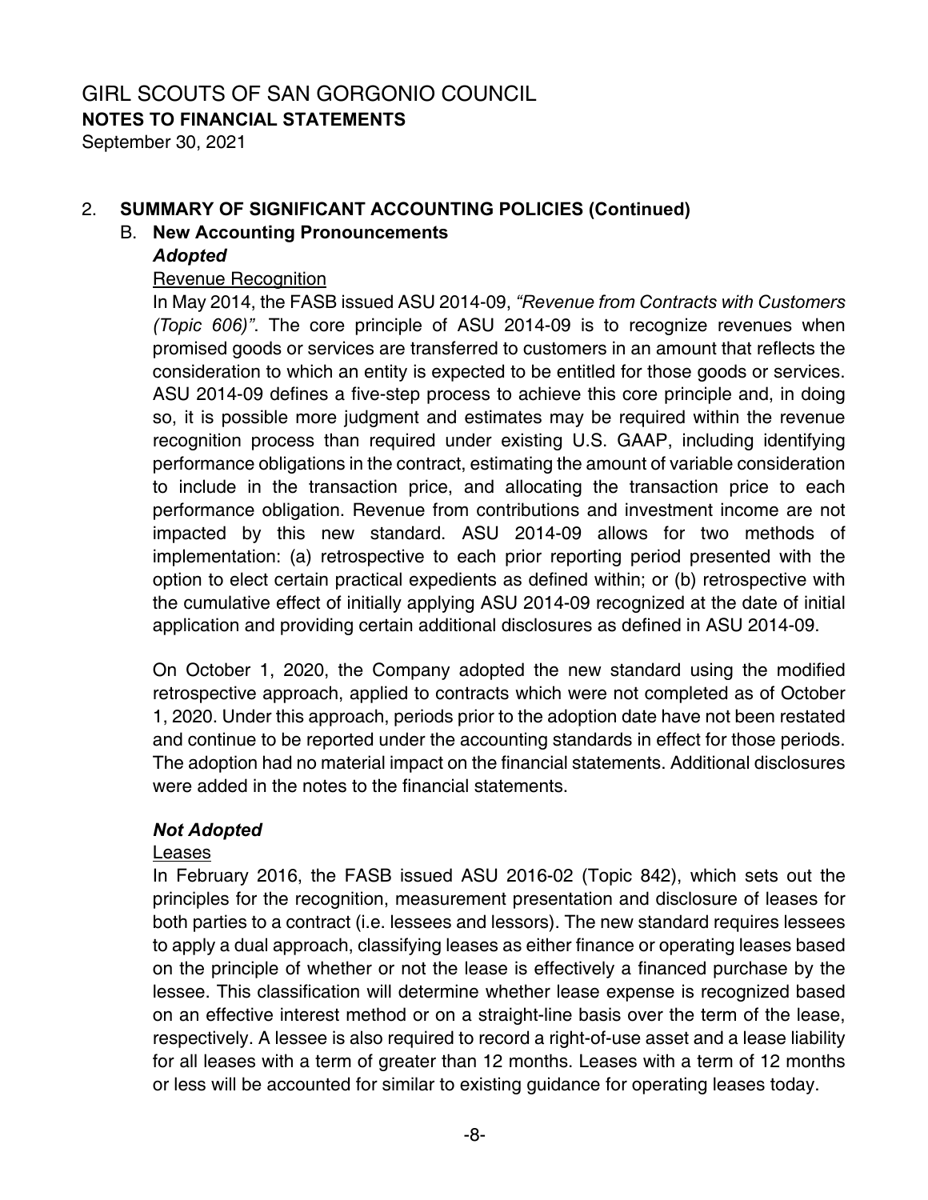# GIRL SCOUTS OF SAN GORGONIO COUNCIL
**NOTES TO FINANCIAL STATEMENTS**
September 30, 2021

## 2. SUMMARY OF SIGNIFICANT ACCOUNTING POLICIES (Continued)

### B. New Accounting Pronouncements

***Adopted***

Revenue Recognition

In May 2014, the FASB issued ASU 2014-09, *"Revenue from Contracts with Customers (Topic 606)"*. The core principle of ASU 2014-09 is to recognize revenues when promised goods or services are transferred to customers in an amount that reflects the consideration to which an entity is expected to be entitled for those goods or services. ASU 2014-09 defines a five-step process to achieve this core principle and, in doing so, it is possible more judgment and estimates may be required within the revenue recognition process than required under existing U.S. GAAP, including identifying performance obligations in the contract, estimating the amount of variable consideration to include in the transaction price, and allocating the transaction price to each performance obligation. Revenue from contributions and investment income are not impacted by this new standard. ASU 2014-09 allows for two methods of implementation: (a) retrospective to each prior reporting period presented with the option to elect certain practical expedients as defined within; or (b) retrospective with the cumulative effect of initially applying ASU 2014-09 recognized at the date of initial application and providing certain additional disclosures as defined in ASU 2014-09.

On October 1, 2020, the Company adopted the new standard using the modified retrospective approach, applied to contracts which were not completed as of October 1, 2020. Under this approach, periods prior to the adoption date have not been restated and continue to be reported under the accounting standards in effect for those periods. The adoption had no material impact on the financial statements. Additional disclosures were added in the notes to the financial statements.

***Not Adopted***

Leases

In February 2016, the FASB issued ASU 2016-02 (Topic 842), which sets out the principles for the recognition, measurement presentation and disclosure of leases for both parties to a contract (i.e. lessees and lessors). The new standard requires lessees to apply a dual approach, classifying leases as either finance or operating leases based on the principle of whether or not the lease is effectively a financed purchase by the lessee. This classification will determine whether lease expense is recognized based on an effective interest method or on a straight-line basis over the term of the lease, respectively. A lessee is also required to record a right-of-use asset and a lease liability for all leases with a term of greater than 12 months. Leases with a term of 12 months or less will be accounted for similar to existing guidance for operating leases today.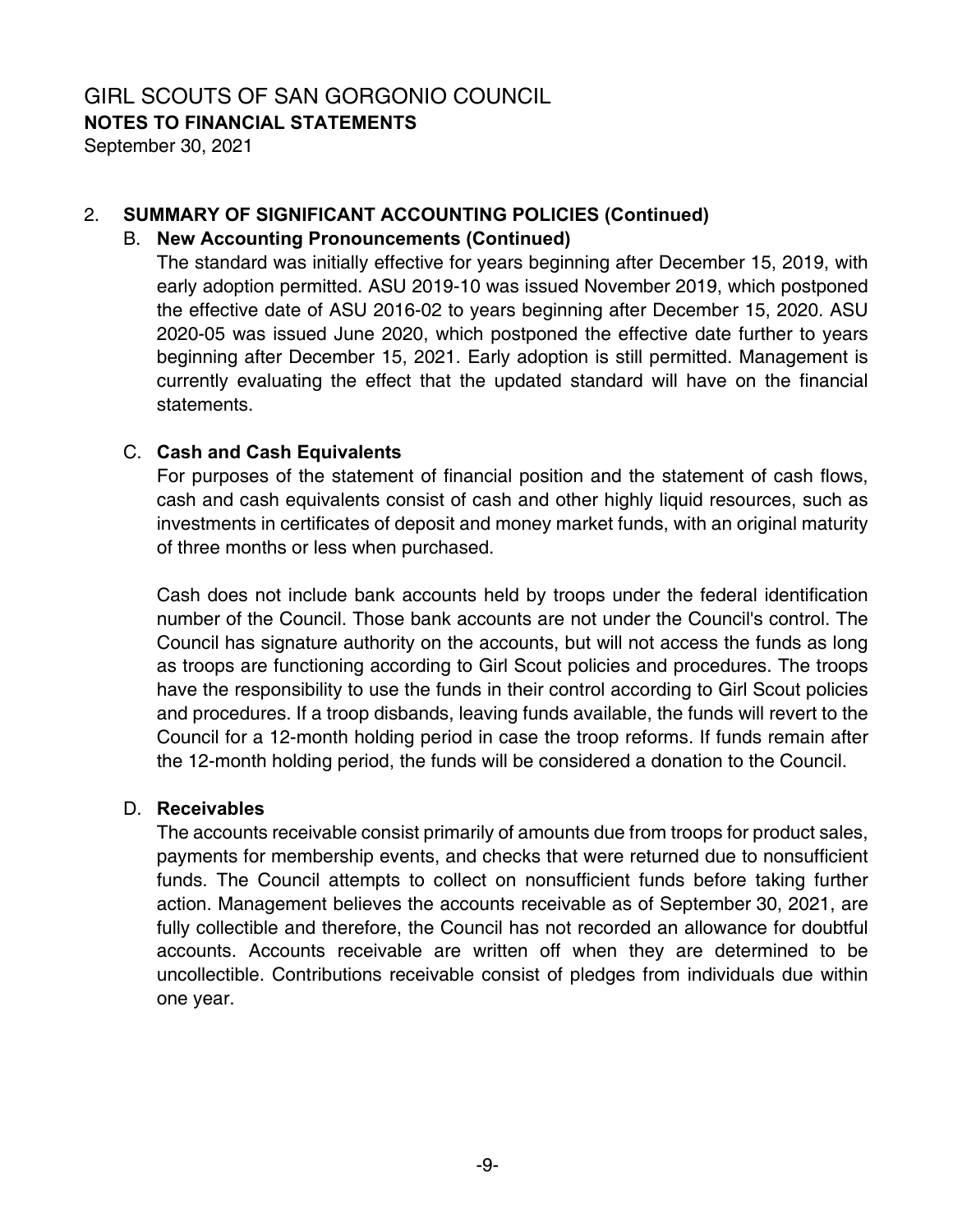# GIRL SCOUTS OF SAN GORGONIO COUNCIL

**NOTES TO FINANCIAL STATEMENTS**

September 30, 2021

## 2. SUMMARY OF SIGNIFICANT ACCOUNTING POLICIES (Continued)

### B. New Accounting Pronouncements (Continued)

The standard was initially effective for years beginning after December 15, 2019, with early adoption permitted. ASU 2019-10 was issued November 2019, which postponed the effective date of ASU 2016-02 to years beginning after December 15, 2020. ASU 2020-05 was issued June 2020, which postponed the effective date further to years beginning after December 15, 2021. Early adoption is still permitted. Management is currently evaluating the effect that the updated standard will have on the financial statements.

### C. Cash and Cash Equivalents

For purposes of the statement of financial position and the statement of cash flows, cash and cash equivalents consist of cash and other highly liquid resources, such as investments in certificates of deposit and money market funds, with an original maturity of three months or less when purchased.

Cash does not include bank accounts held by troops under the federal identification number of the Council. Those bank accounts are not under the Council's control. The Council has signature authority on the accounts, but will not access the funds as long as troops are functioning according to Girl Scout policies and procedures. The troops have the responsibility to use the funds in their control according to Girl Scout policies and procedures. If a troop disbands, leaving funds available, the funds will revert to the Council for a 12-month holding period in case the troop reforms. If funds remain after the 12-month holding period, the funds will be considered a donation to the Council.

### D. Receivables

The accounts receivable consist primarily of amounts due from troops for product sales, payments for membership events, and checks that were returned due to nonsufficient funds. The Council attempts to collect on nonsufficient funds before taking further action. Management believes the accounts receivable as of September 30, 2021, are fully collectible and therefore, the Council has not recorded an allowance for doubtful accounts. Accounts receivable are written off when they are determined to be uncollectible. Contributions receivable consist of pledges from individuals due within one year.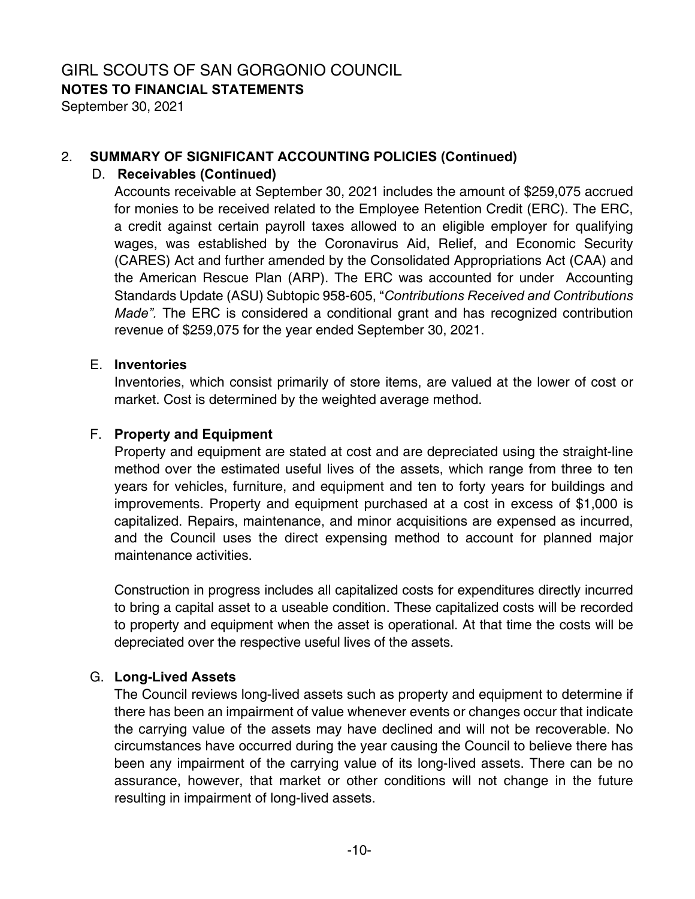# GIRL SCOUTS OF SAN GORGONIO COUNCIL

**NOTES TO FINANCIAL STATEMENTS**

September 30, 2021

## 2. SUMMARY OF SIGNIFICANT ACCOUNTING POLICIES (Continued)

### D. Receivables (Continued)

Accounts receivable at September 30, 2021 includes the amount of $259,075 accrued for monies to be received related to the Employee Retention Credit (ERC). The ERC, a credit against certain payroll taxes allowed to an eligible employer for qualifying wages, was established by the Coronavirus Aid, Relief, and Economic Security (CARES) Act and further amended by the Consolidated Appropriations Act (CAA) and the American Rescue Plan (ARP). The ERC was accounted for under Accounting Standards Update (ASU) Subtopic 958-605, "*Contributions Received and Contributions Made".* The ERC is considered a conditional grant and has recognized contribution revenue of $259,075 for the year ended September 30, 2021.

### E. Inventories

Inventories, which consist primarily of store items, are valued at the lower of cost or market. Cost is determined by the weighted average method.

### F. Property and Equipment

Property and equipment are stated at cost and are depreciated using the straight-line method over the estimated useful lives of the assets, which range from three to ten years for vehicles, furniture, and equipment and ten to forty years for buildings and improvements. Property and equipment purchased at a cost in excess of $1,000 is capitalized. Repairs, maintenance, and minor acquisitions are expensed as incurred, and the Council uses the direct expensing method to account for planned major maintenance activities.

Construction in progress includes all capitalized costs for expenditures directly incurred to bring a capital asset to a useable condition. These capitalized costs will be recorded to property and equipment when the asset is operational. At that time the costs will be depreciated over the respective useful lives of the assets.

### G. Long-Lived Assets

The Council reviews long-lived assets such as property and equipment to determine if there has been an impairment of value whenever events or changes occur that indicate the carrying value of the assets may have declined and will not be recoverable. No circumstances have occurred during the year causing the Council to believe there has been any impairment of the carrying value of its long-lived assets. There can be no assurance, however, that market or other conditions will not change in the future resulting in impairment of long-lived assets.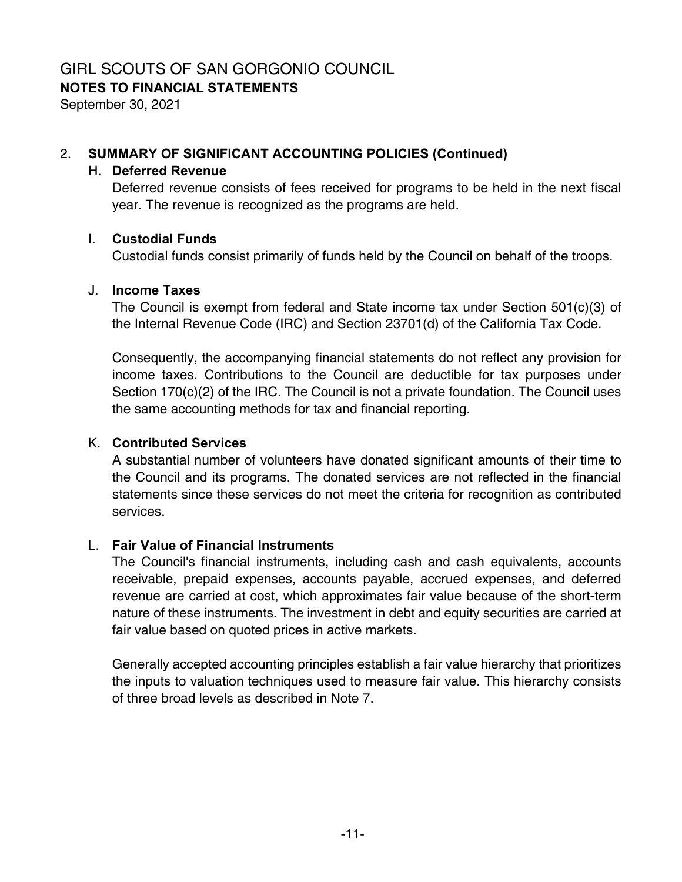# GIRL SCOUTS OF SAN GORGONIO COUNCIL

**NOTES TO FINANCIAL STATEMENTS**

September 30, 2021

## 2. SUMMARY OF SIGNIFICANT ACCOUNTING POLICIES (Continued)

### H. Deferred Revenue

Deferred revenue consists of fees received for programs to be held in the next fiscal year. The revenue is recognized as the programs are held.

### I. Custodial Funds

Custodial funds consist primarily of funds held by the Council on behalf of the troops.

### J. Income Taxes

The Council is exempt from federal and State income tax under Section 501(c)(3) of the Internal Revenue Code (IRC) and Section 23701(d) of the California Tax Code.

Consequently, the accompanying financial statements do not reflect any provision for income taxes. Contributions to the Council are deductible for tax purposes under Section 170(c)(2) of the IRC. The Council is not a private foundation. The Council uses the same accounting methods for tax and financial reporting.

### K. Contributed Services

A substantial number of volunteers have donated significant amounts of their time to the Council and its programs. The donated services are not reflected in the financial statements since these services do not meet the criteria for recognition as contributed services.

### L. Fair Value of Financial Instruments

The Council's financial instruments, including cash and cash equivalents, accounts receivable, prepaid expenses, accounts payable, accrued expenses, and deferred revenue are carried at cost, which approximates fair value because of the short-term nature of these instruments. The investment in debt and equity securities are carried at fair value based on quoted prices in active markets.

Generally accepted accounting principles establish a fair value hierarchy that prioritizes the inputs to valuation techniques used to measure fair value. This hierarchy consists of three broad levels as described in Note 7.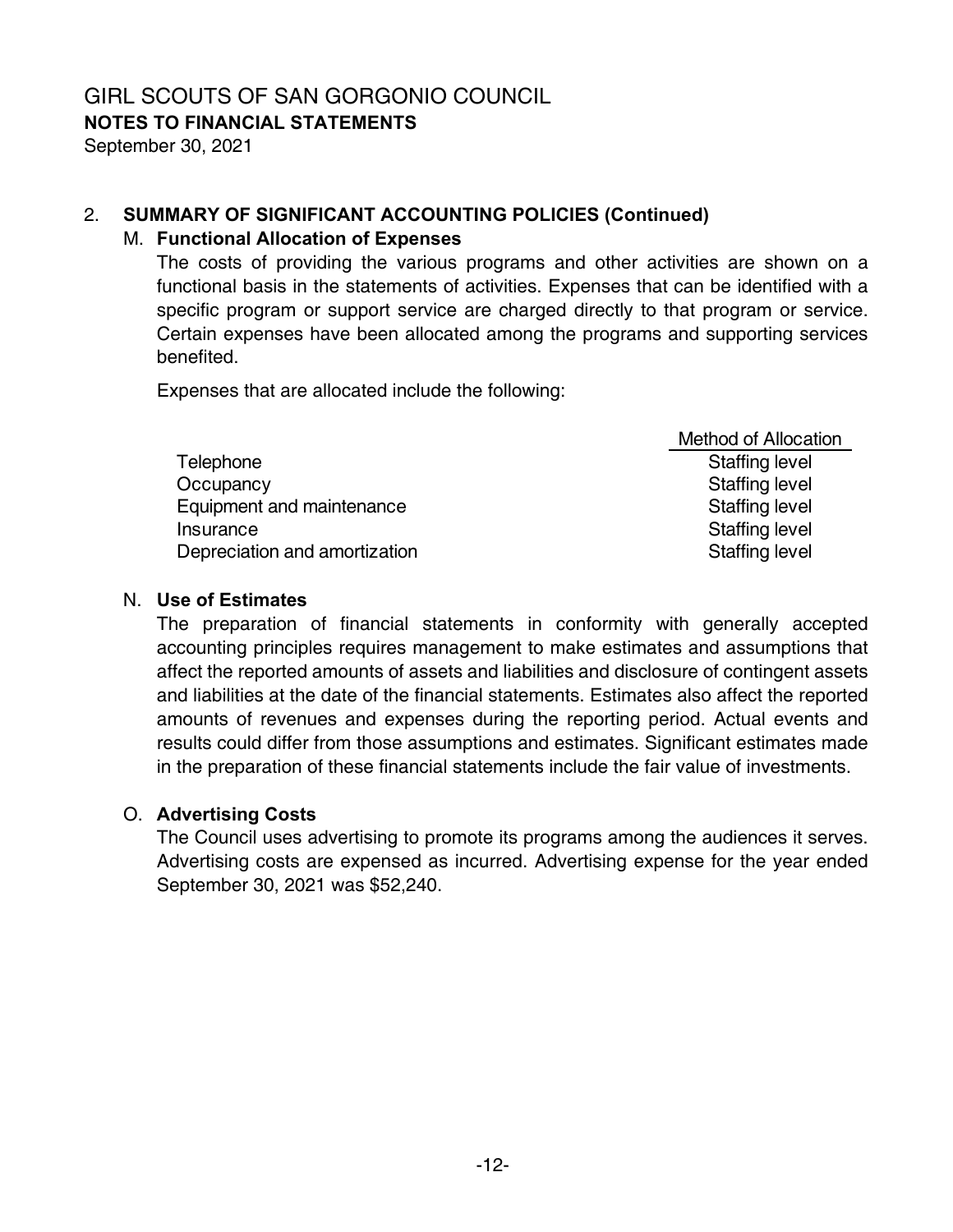# GIRL SCOUTS OF SAN GORGONIO COUNCIL
**NOTES TO FINANCIAL STATEMENTS**
September 30, 2021

## 2. SUMMARY OF SIGNIFICANT ACCOUNTING POLICIES (Continued)

### M. Functional Allocation of Expenses

The costs of providing the various programs and other activities are shown on a functional basis in the statements of activities. Expenses that can be identified with a specific program or support service are charged directly to that program or service. Certain expenses have been allocated among the programs and supporting services benefited.

Expenses that are allocated include the following:

| | Method of Allocation |
|---|---|
| Telephone | Staffing level |
| Occupancy | Staffing level |
| Equipment and maintenance | Staffing level |
| Insurance | Staffing level |
| Depreciation and amortization | Staffing level |

### N. Use of Estimates

The preparation of financial statements in conformity with generally accepted accounting principles requires management to make estimates and assumptions that affect the reported amounts of assets and liabilities and disclosure of contingent assets and liabilities at the date of the financial statements. Estimates also affect the reported amounts of revenues and expenses during the reporting period. Actual events and results could differ from those assumptions and estimates. Significant estimates made in the preparation of these financial statements include the fair value of investments.

### O. Advertising Costs

The Council uses advertising to promote its programs among the audiences it serves. Advertising costs are expensed as incurred. Advertising expense for the year ended September 30, 2021 was $52,240.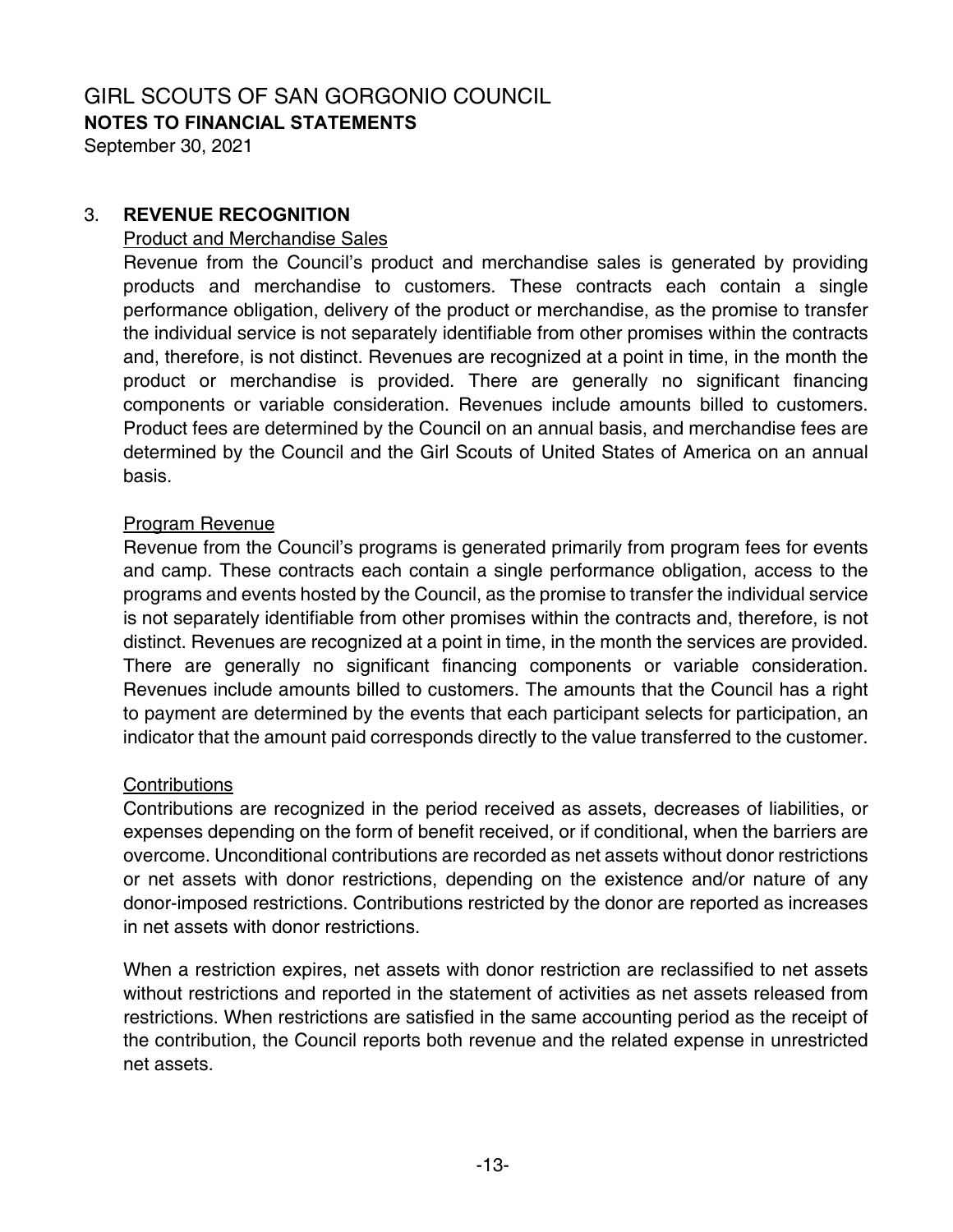## 3. REVENUE RECOGNITION

Product and Merchandise Sales

Revenue from the Council's product and merchandise sales is generated by providing products and merchandise to customers. These contracts each contain a single performance obligation, delivery of the product or merchandise, as the promise to transfer the individual service is not separately identifiable from other promises within the contracts and, therefore, is not distinct. Revenues are recognized at a point in time, in the month the product or merchandise is provided. There are generally no significant financing components or variable consideration. Revenues include amounts billed to customers. Product fees are determined by the Council on an annual basis, and merchandise fees are determined by the Council and the Girl Scouts of United States of America on an annual basis.

Program Revenue

Revenue from the Council's programs is generated primarily from program fees for events and camp. These contracts each contain a single performance obligation, access to the programs and events hosted by the Council, as the promise to transfer the individual service is not separately identifiable from other promises within the contracts and, therefore, is not distinct. Revenues are recognized at a point in time, in the month the services are provided. There are generally no significant financing components or variable consideration. Revenues include amounts billed to customers. The amounts that the Council has a right to payment are determined by the events that each participant selects for participation, an indicator that the amount paid corresponds directly to the value transferred to the customer.

Contributions

Contributions are recognized in the period received as assets, decreases of liabilities, or expenses depending on the form of benefit received, or if conditional, when the barriers are overcome. Unconditional contributions are recorded as net assets without donor restrictions or net assets with donor restrictions, depending on the existence and/or nature of any donor-imposed restrictions. Contributions restricted by the donor are reported as increases in net assets with donor restrictions.

When a restriction expires, net assets with donor restriction are reclassified to net assets without restrictions and reported in the statement of activities as net assets released from restrictions. When restrictions are satisfied in the same accounting period as the receipt of the contribution, the Council reports both revenue and the related expense in unrestricted net assets.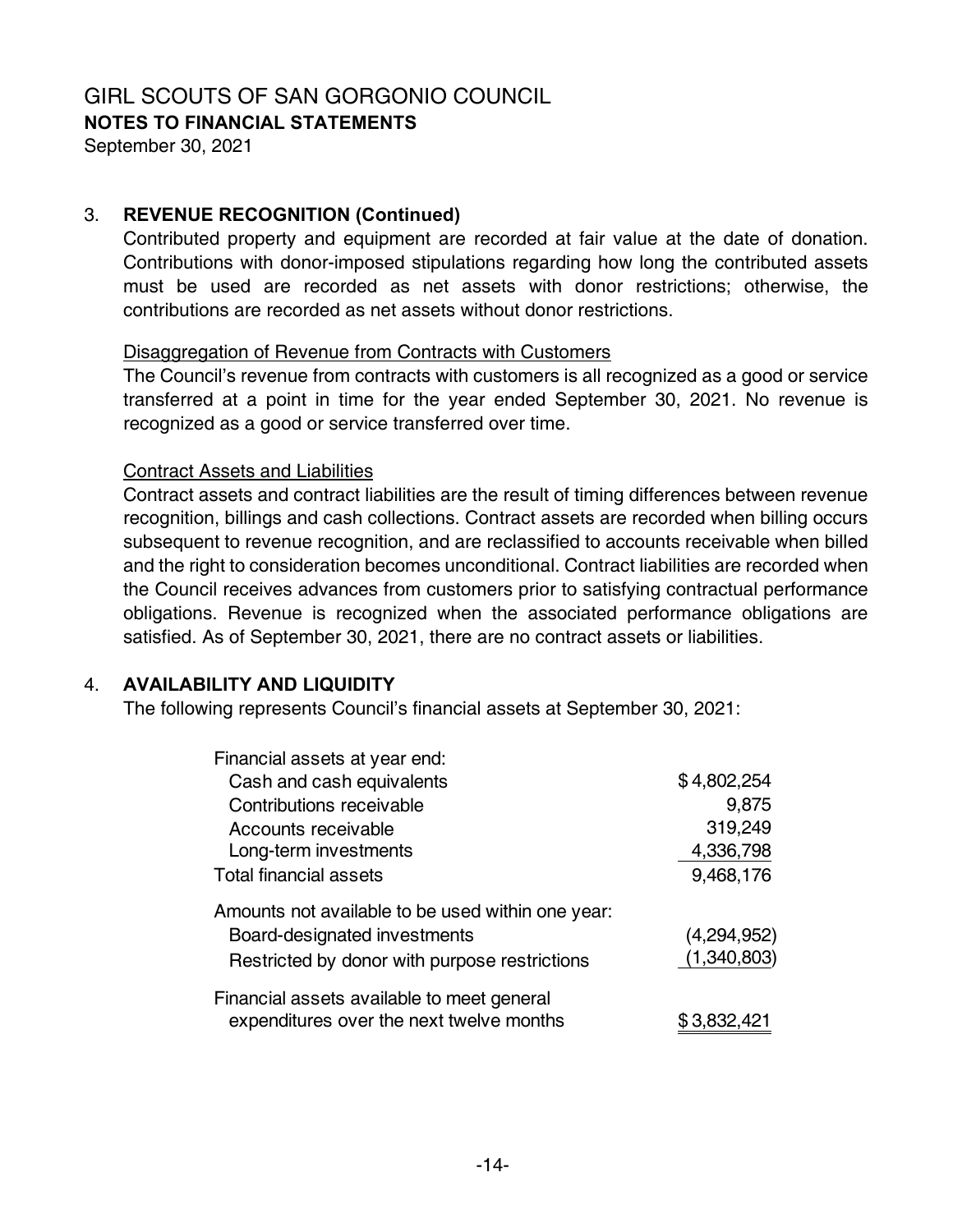# GIRL SCOUTS OF SAN GORGONIO COUNCIL

**NOTES TO FINANCIAL STATEMENTS**

September 30, 2021

## 3. REVENUE RECOGNITION (Continued)

Contributed property and equipment are recorded at fair value at the date of donation. Contributions with donor-imposed stipulations regarding how long the contributed assets must be used are recorded as net assets with donor restrictions; otherwise, the contributions are recorded as net assets without donor restrictions.

Disaggregation of Revenue from Contracts with Customers

The Council's revenue from contracts with customers is all recognized as a good or service transferred at a point in time for the year ended September 30, 2021. No revenue is recognized as a good or service transferred over time.

Contract Assets and Liabilities

Contract assets and contract liabilities are the result of timing differences between revenue recognition, billings and cash collections. Contract assets are recorded when billing occurs subsequent to revenue recognition, and are reclassified to accounts receivable when billed and the right to consideration becomes unconditional. Contract liabilities are recorded when the Council receives advances from customers prior to satisfying contractual performance obligations. Revenue is recognized when the associated performance obligations are satisfied. As of September 30, 2021, there are no contract assets or liabilities.

## 4. AVAILABILITY AND LIQUIDITY

The following represents Council's financial assets at September 30, 2021:

| | |
|---|---|
| Financial assets at year end: | |
| Cash and cash equivalents | $ 4,802,254 |
| Contributions receivable | 9,875 |
| Accounts receivable | 319,249 |
| Long-term investments | 4,336,798 |
| Total financial assets | 9,468,176 |
| Amounts not available to be used within one year: | |
| Board-designated investments | (4,294,952) |
| Restricted by donor with purpose restrictions | (1,340,803) |
| Financial assets available to meet general expenditures over the next twelve months | $ 3,832,421 |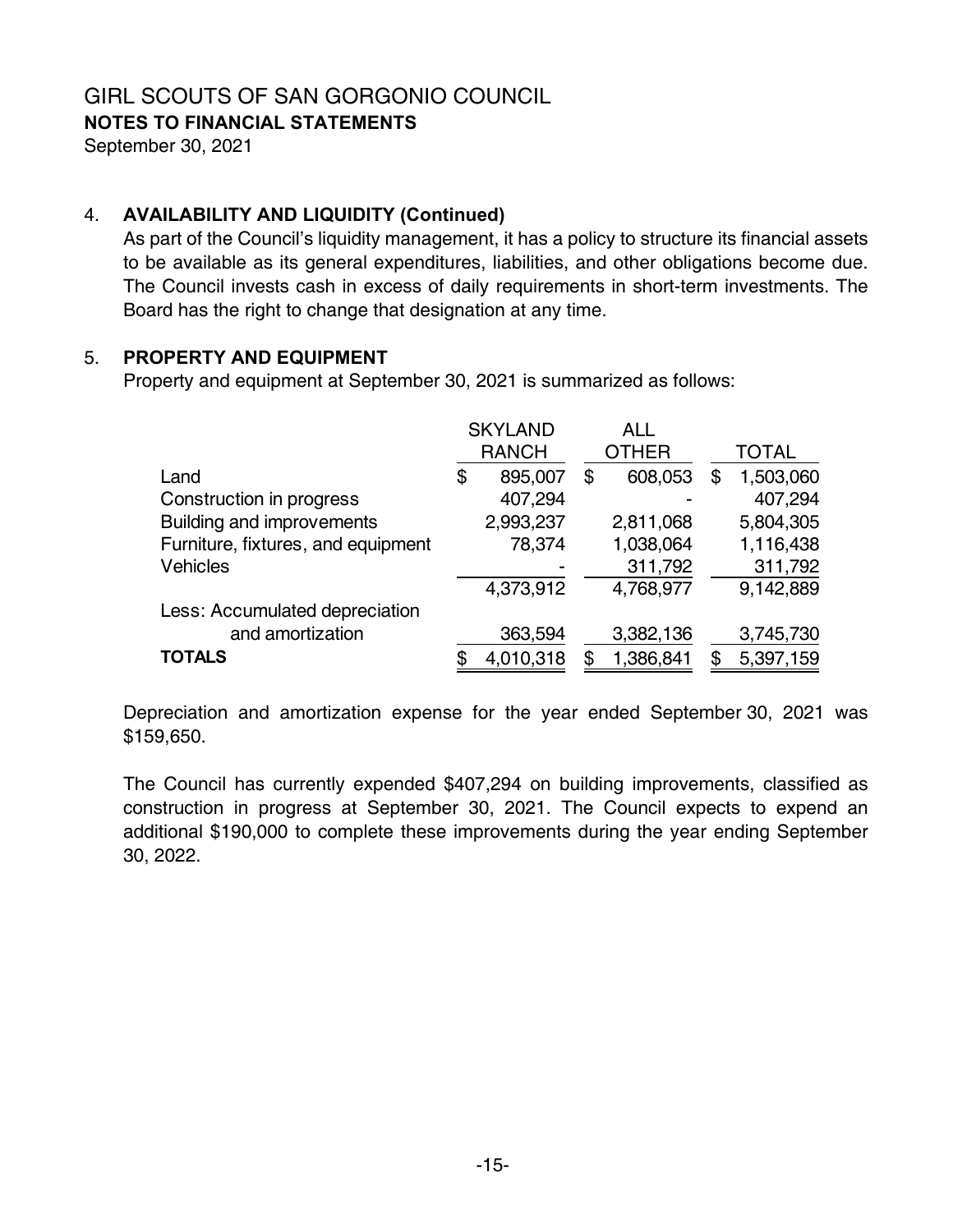GIRL SCOUTS OF SAN GORGONIO COUNCIL
**NOTES TO FINANCIAL STATEMENTS**
September 30, 2021

4. **AVAILABILITY AND LIQUIDITY (Continued)**

As part of the Council's liquidity management, it has a policy to structure its financial assets to be available as its general expenditures, liabilities, and other obligations become due. The Council invests cash in excess of daily requirements in short-term investments. The Board has the right to change that designation at any time.

5. **PROPERTY AND EQUIPMENT**

Property and equipment at September 30, 2021 is summarized as follows:

| | SKYLAND RANCH | ALL OTHER | TOTAL |
|---|---|---|---|
| Land | $ 895,007 | $ 608,053 | $ 1,503,060 |
| Construction in progress | 407,294 | - | 407,294 |
| Building and improvements | 2,993,237 | 2,811,068 | 5,804,305 |
| Furniture, fixtures, and equipment | 78,374 | 1,038,064 | 1,116,438 |
| Vehicles | - | 311,792 | 311,792 |
| | 4,373,912 | 4,768,977 | 9,142,889 |
| Less: Accumulated depreciation and amortization | 363,594 | 3,382,136 | 3,745,730 |
| **TOTALS** | $ 4,010,318 | $ 1,386,841 | $ 5,397,159 |

Depreciation and amortization expense for the year ended September 30, 2021 was $159,650.

The Council has currently expended $407,294 on building improvements, classified as construction in progress at September 30, 2021. The Council expects to expend an additional $190,000 to complete these improvements during the year ending September 30, 2022.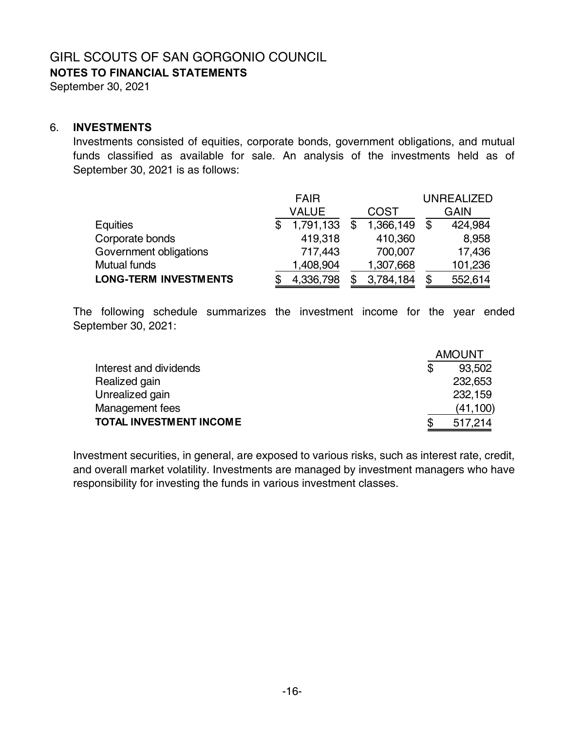# GIRL SCOUTS OF SAN GORGONIO COUNCIL

**NOTES TO FINANCIAL STATEMENTS**

September 30, 2021

## 6. INVESTMENTS

Investments consisted of equities, corporate bonds, government obligations, and mutual funds classified as available for sale. An analysis of the investments held as of September 30, 2021 is as follows:

| | FAIR VALUE | COST | UNREALIZED GAIN |
|---|---|---|---|
| Equities | $ 1,791,133 | $ 1,366,149 | $ 424,984 |
| Corporate bonds | 419,318 | 410,360 | 8,958 |
| Government obligations | 717,443 | 700,007 | 17,436 |
| Mutual funds | 1,408,904 | 1,307,668 | 101,236 |
| **LONG-TERM INVESTMENTS** | $ 4,336,798 | $ 3,784,184 | $ 552,614 |

The following schedule summarizes the investment income for the year ended September 30, 2021:

| | AMOUNT |
|---|---|
| Interest and dividends | $ 93,502 |
| Realized gain | 232,653 |
| Unrealized gain | 232,159 |
| Management fees | (41,100) |
| **TOTAL INVESTMENT INCOME** | $ 517,214 |

Investment securities, in general, are exposed to various risks, such as interest rate, credit, and overall market volatility. Investments are managed by investment managers who have responsibility for investing the funds in various investment classes.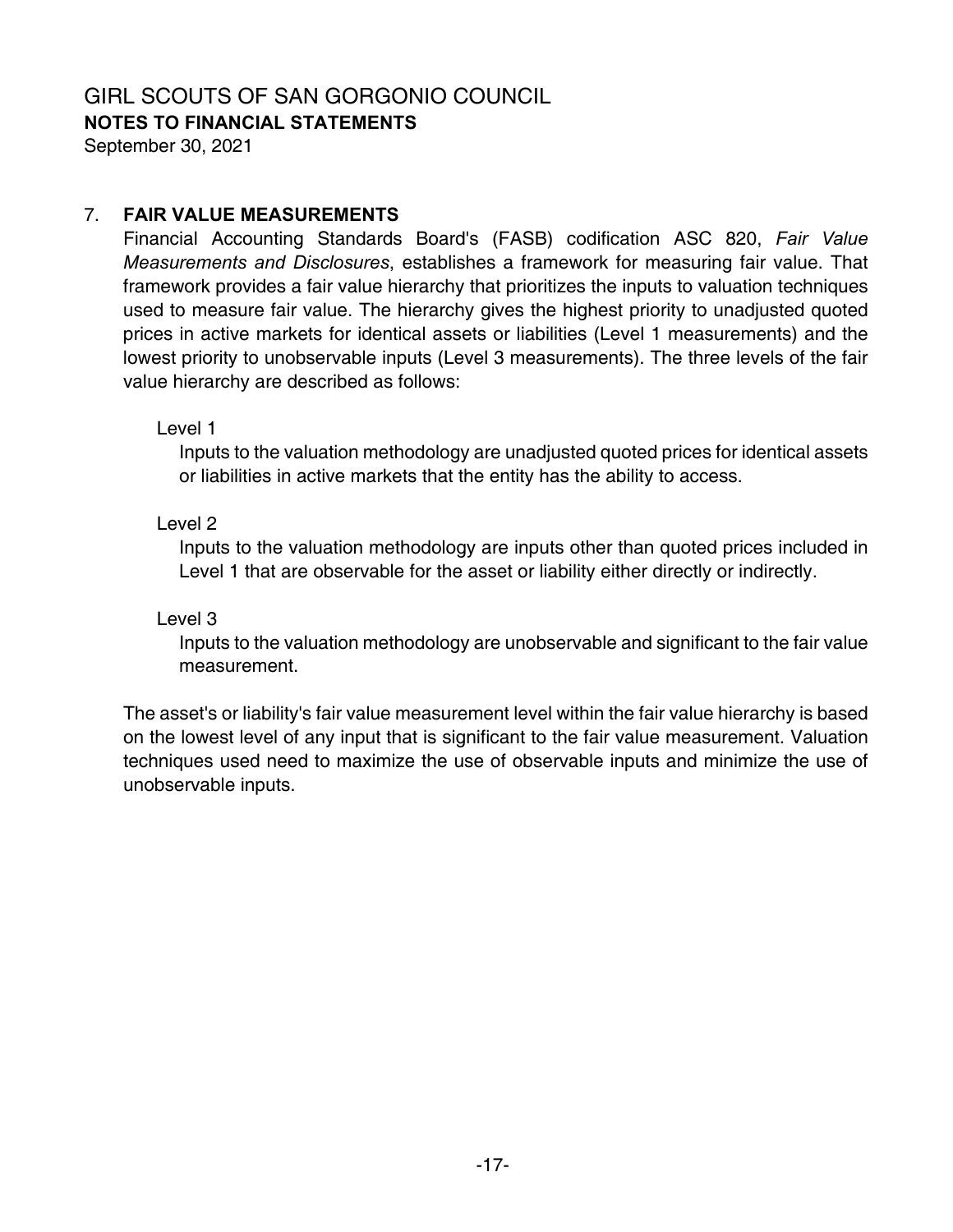## 7. FAIR VALUE MEASUREMENTS

Financial Accounting Standards Board's (FASB) codification ASC 820, *Fair Value Measurements and Disclosures*, establishes a framework for measuring fair value. That framework provides a fair value hierarchy that prioritizes the inputs to valuation techniques used to measure fair value. The hierarchy gives the highest priority to unadjusted quoted prices in active markets for identical assets or liabilities (Level 1 measurements) and the lowest priority to unobservable inputs (Level 3 measurements). The three levels of the fair value hierarchy are described as follows:

Level 1

Inputs to the valuation methodology are unadjusted quoted prices for identical assets or liabilities in active markets that the entity has the ability to access.

Level 2

Inputs to the valuation methodology are inputs other than quoted prices included in Level 1 that are observable for the asset or liability either directly or indirectly.

Level 3

Inputs to the valuation methodology are unobservable and significant to the fair value measurement.

The asset's or liability's fair value measurement level within the fair value hierarchy is based on the lowest level of any input that is significant to the fair value measurement. Valuation techniques used need to maximize the use of observable inputs and minimize the use of unobservable inputs.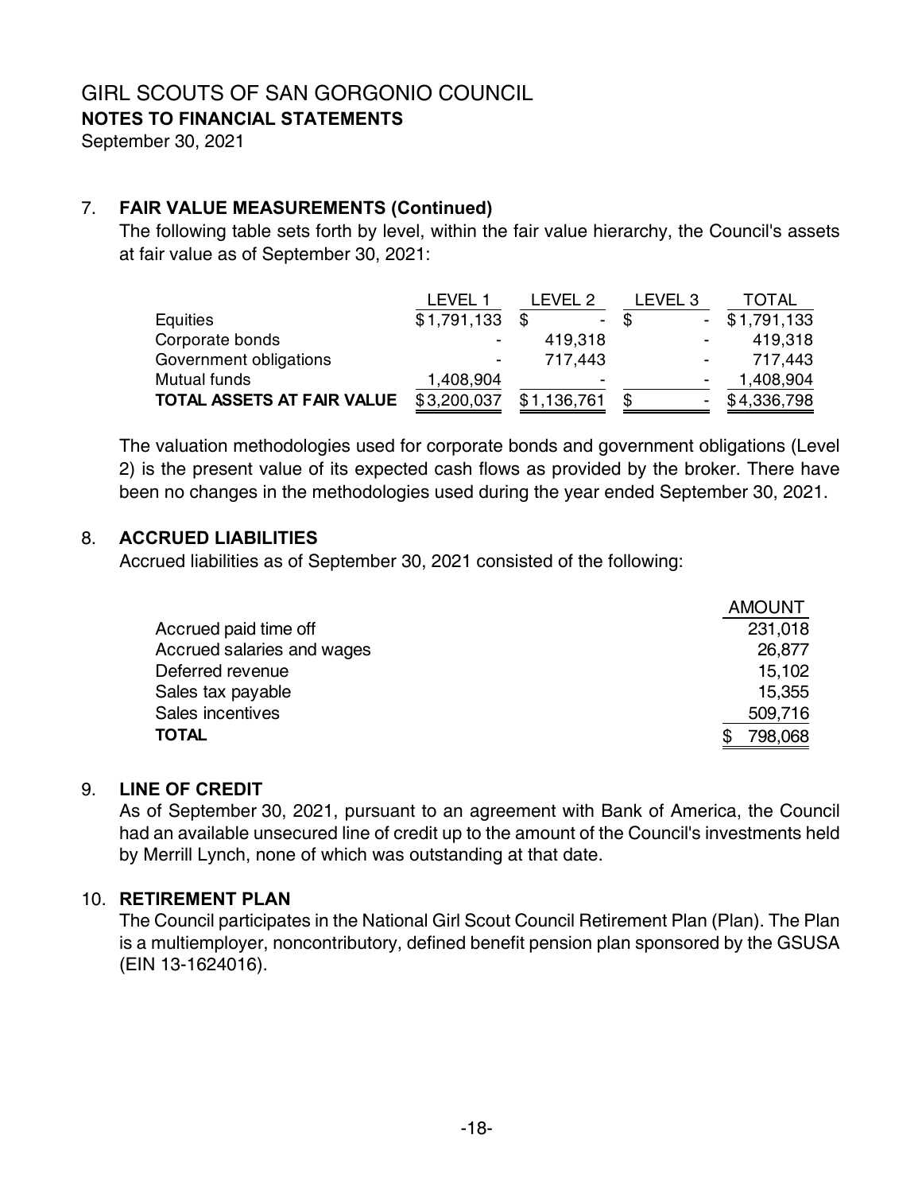# GIRL SCOUTS OF SAN GORGONIO COUNCIL
**NOTES TO FINANCIAL STATEMENTS**
September 30, 2021

## 7. FAIR VALUE MEASUREMENTS (Continued)

The following table sets forth by level, within the fair value hierarchy, the Council's assets at fair value as of September 30, 2021:

| | LEVEL 1 | LEVEL 2 | LEVEL 3 | TOTAL |
|---|---|---|---|---|
| Equities | $1,791,133 | $ - | $ - | $1,791,133 |
| Corporate bonds | - | 419,318 | - | 419,318 |
| Government obligations | - | 717,443 | - | 717,443 |
| Mutual funds | 1,408,904 | - | - | 1,408,904 |
| **TOTAL ASSETS AT FAIR VALUE** | $3,200,037 | $1,136,761 | $ - | $4,336,798 |

The valuation methodologies used for corporate bonds and government obligations (Level 2) is the present value of its expected cash flows as provided by the broker. There have been no changes in the methodologies used during the year ended September 30, 2021.

## 8. ACCRUED LIABILITIES

Accrued liabilities as of September 30, 2021 consisted of the following:

| | AMOUNT |
|---|---|
| Accrued paid time off | 231,018 |
| Accrued salaries and wages | 26,877 |
| Deferred revenue | 15,102 |
| Sales tax payable | 15,355 |
| Sales incentives | 509,716 |
| **TOTAL** | $ 798,068 |

## 9. LINE OF CREDIT

As of September 30, 2021, pursuant to an agreement with Bank of America, the Council had an available unsecured line of credit up to the amount of the Council's investments held by Merrill Lynch, none of which was outstanding at that date.

## 10. RETIREMENT PLAN

The Council participates in the National Girl Scout Council Retirement Plan (Plan). The Plan is a multiemployer, noncontributory, defined benefit pension plan sponsored by the GSUSA (EIN 13-1624016).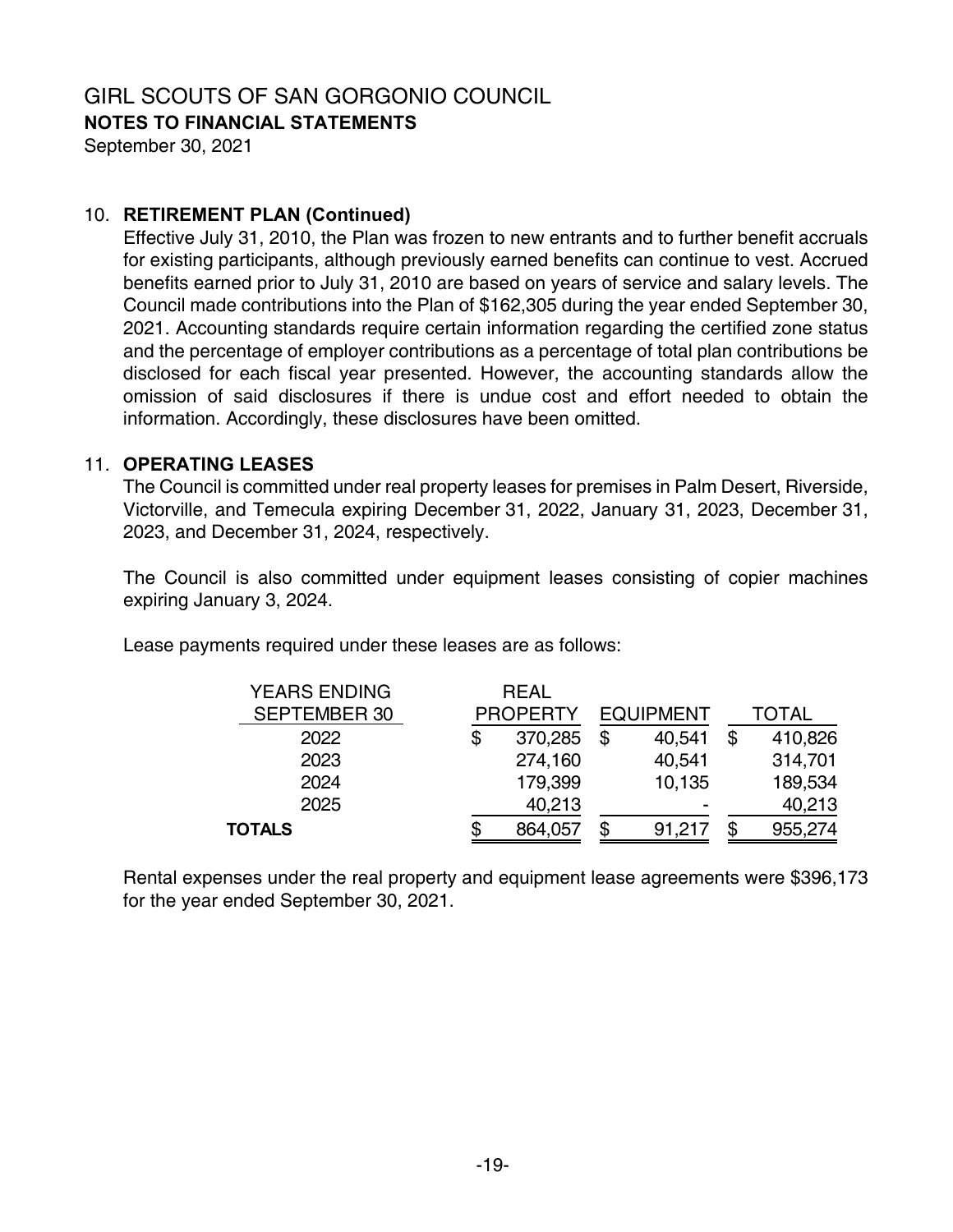# GIRL SCOUTS OF SAN GORGONIO COUNCIL

**NOTES TO FINANCIAL STATEMENTS**

September 30, 2021

## 10. RETIREMENT PLAN (Continued)

Effective July 31, 2010, the Plan was frozen to new entrants and to further benefit accruals for existing participants, although previously earned benefits can continue to vest. Accrued benefits earned prior to July 31, 2010 are based on years of service and salary levels. The Council made contributions into the Plan of $162,305 during the year ended September 30, 2021. Accounting standards require certain information regarding the certified zone status and the percentage of employer contributions as a percentage of total plan contributions be disclosed for each fiscal year presented. However, the accounting standards allow the omission of said disclosures if there is undue cost and effort needed to obtain the information. Accordingly, these disclosures have been omitted.

## 11. OPERATING LEASES

The Council is committed under real property leases for premises in Palm Desert, Riverside, Victorville, and Temecula expiring December 31, 2022, January 31, 2023, December 31, 2023, and December 31, 2024, respectively.

The Council is also committed under equipment leases consisting of copier machines expiring January 3, 2024.

Lease payments required under these leases are as follows:

| YEARS ENDING SEPTEMBER 30 | REAL PROPERTY | EQUIPMENT | TOTAL |
|---|---|---|---|
| 2022 | $ 370,285 | $ 40,541 | $ 410,826 |
| 2023 | 274,160 | 40,541 | 314,701 |
| 2024 | 179,399 | 10,135 | 189,534 |
| 2025 | 40,213 | - | 40,213 |
| **TOTALS** | $ 864,057 | $ 91,217 | $ 955,274 |

Rental expenses under the real property and equipment lease agreements were $396,173 for the year ended September 30, 2021.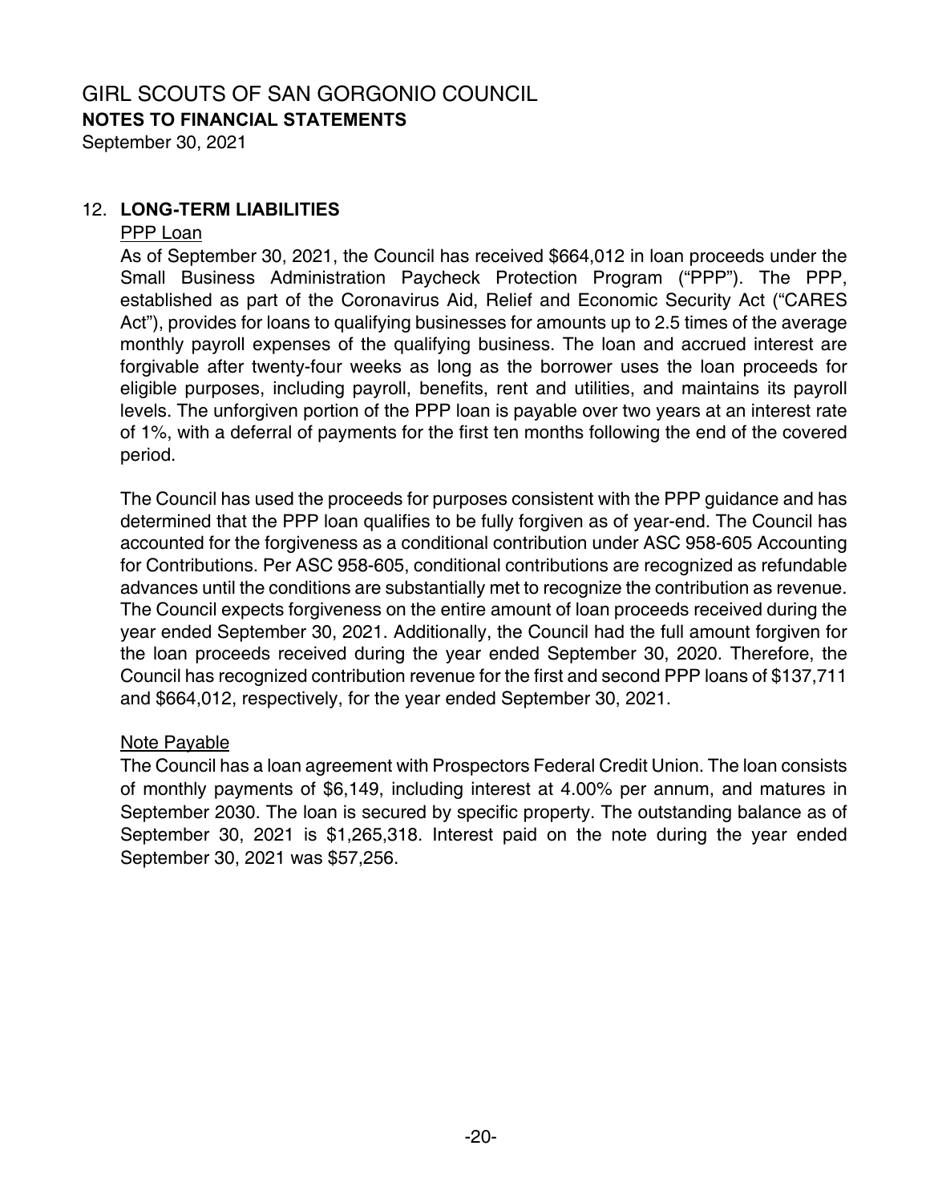# GIRL SCOUTS OF SAN GORGONIO COUNCIL
**NOTES TO FINANCIAL STATEMENTS**
September 30, 2021

## 12. LONG-TERM LIABILITIES

PPP Loan

As of September 30, 2021, the Council has received $664,012 in loan proceeds under the Small Business Administration Paycheck Protection Program ("PPP"). The PPP, established as part of the Coronavirus Aid, Relief and Economic Security Act ("CARES Act"), provides for loans to qualifying businesses for amounts up to 2.5 times of the average monthly payroll expenses of the qualifying business. The loan and accrued interest are forgivable after twenty-four weeks as long as the borrower uses the loan proceeds for eligible purposes, including payroll, benefits, rent and utilities, and maintains its payroll levels. The unforgiven portion of the PPP loan is payable over two years at an interest rate of 1%, with a deferral of payments for the first ten months following the end of the covered period.

The Council has used the proceeds for purposes consistent with the PPP guidance and has determined that the PPP loan qualifies to be fully forgiven as of year-end. The Council has accounted for the forgiveness as a conditional contribution under ASC 958-605 Accounting for Contributions. Per ASC 958-605, conditional contributions are recognized as refundable advances until the conditions are substantially met to recognize the contribution as revenue. The Council expects forgiveness on the entire amount of loan proceeds received during the year ended September 30, 2021. Additionally, the Council had the full amount forgiven for the loan proceeds received during the year ended September 30, 2020. Therefore, the Council has recognized contribution revenue for the first and second PPP loans of $137,711 and $664,012, respectively, for the year ended September 30, 2021.

Note Payable

The Council has a loan agreement with Prospectors Federal Credit Union. The loan consists of monthly payments of $6,149, including interest at 4.00% per annum, and matures in September 2030. The loan is secured by specific property. The outstanding balance as of September 30, 2021 is $1,265,318. Interest paid on the note during the year ended September 30, 2021 was $57,256.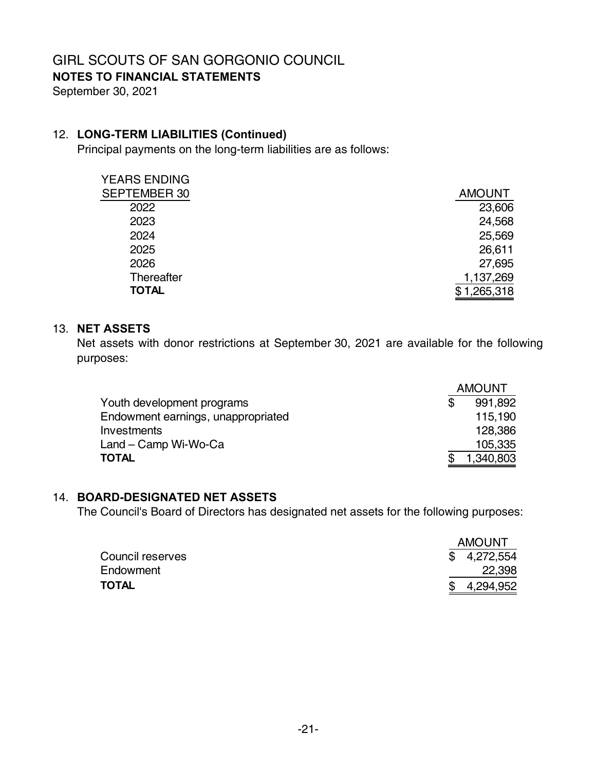# GIRL SCOUTS OF SAN GORGONIO COUNCIL

**NOTES TO FINANCIAL STATEMENTS**

September 30, 2021

## 12. LONG-TERM LIABILITIES (Continued)

Principal payments on the long-term liabilities are as follows:

| YEARS ENDING SEPTEMBER 30 | AMOUNT |
|---|---|
| 2022 | 23,606 |
| 2023 | 24,568 |
| 2024 | 25,569 |
| 2025 | 26,611 |
| 2026 | 27,695 |
| Thereafter | 1,137,269 |
| **TOTAL** | $ 1,265,318 |

## 13. NET ASSETS

Net assets with donor restrictions at September 30, 2021 are available for the following purposes:

| | AMOUNT |
|---|---|
| Youth development programs | $ 991,892 |
| Endowment earnings, unappropriated | 115,190 |
| Investments | 128,386 |
| Land – Camp Wi-Wo-Ca | 105,335 |
| **TOTAL** | $ 1,340,803 |

## 14. BOARD-DESIGNATED NET ASSETS

The Council's Board of Directors has designated net assets for the following purposes:

| | AMOUNT |
|---|---|
| Council reserves | $ 4,272,554 |
| Endowment | 22,398 |
| **TOTAL** | $ 4,294,952 |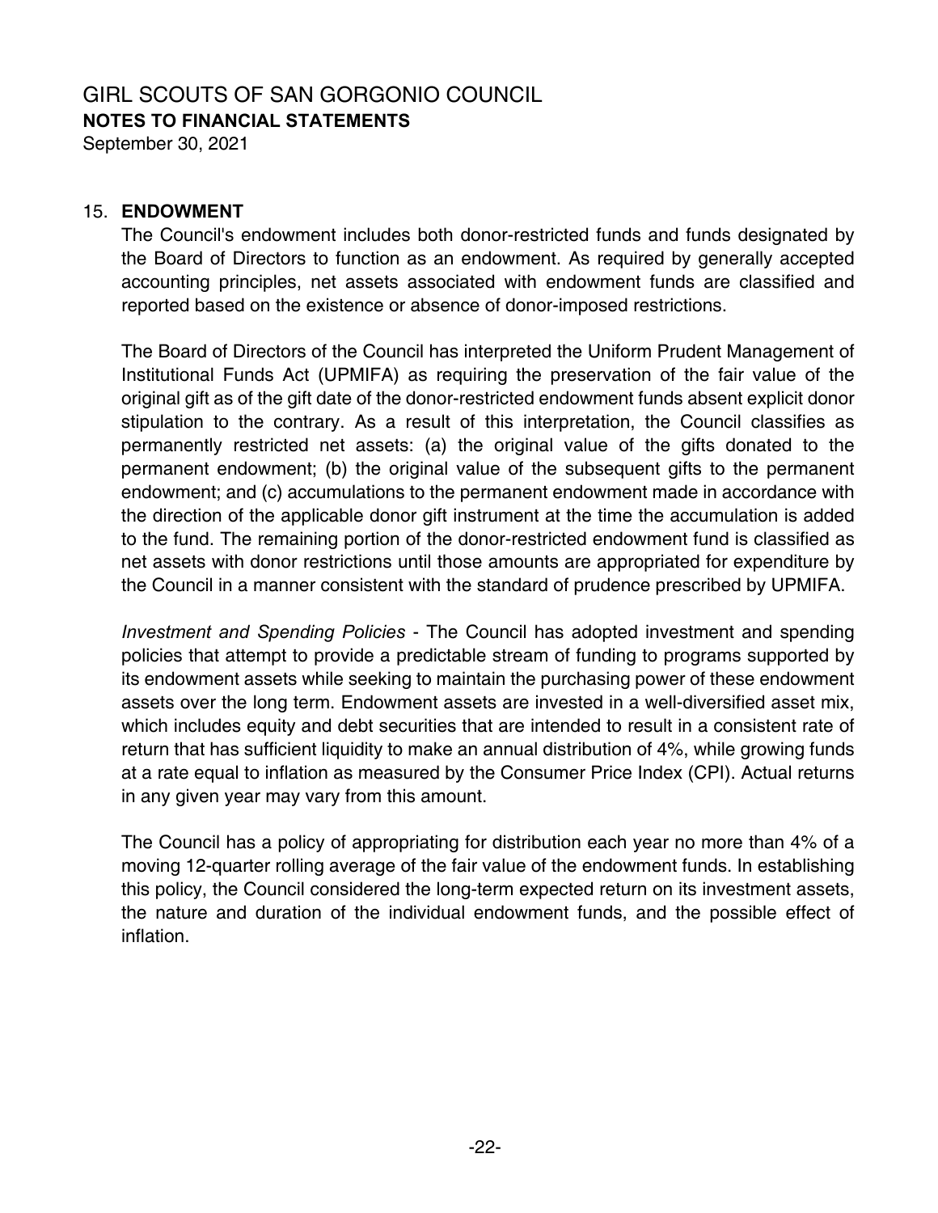# GIRL SCOUTS OF SAN GORGONIO COUNCIL

**NOTES TO FINANCIAL STATEMENTS**

September 30, 2021

## 15. ENDOWMENT

The Council's endowment includes both donor-restricted funds and funds designated by the Board of Directors to function as an endowment. As required by generally accepted accounting principles, net assets associated with endowment funds are classified and reported based on the existence or absence of donor-imposed restrictions.

The Board of Directors of the Council has interpreted the Uniform Prudent Management of Institutional Funds Act (UPMIFA) as requiring the preservation of the fair value of the original gift as of the gift date of the donor-restricted endowment funds absent explicit donor stipulation to the contrary. As a result of this interpretation, the Council classifies as permanently restricted net assets: (a) the original value of the gifts donated to the permanent endowment; (b) the original value of the subsequent gifts to the permanent endowment; and (c) accumulations to the permanent endowment made in accordance with the direction of the applicable donor gift instrument at the time the accumulation is added to the fund. The remaining portion of the donor-restricted endowment fund is classified as net assets with donor restrictions until those amounts are appropriated for expenditure by the Council in a manner consistent with the standard of prudence prescribed by UPMIFA.

*Investment and Spending Policies* - The Council has adopted investment and spending policies that attempt to provide a predictable stream of funding to programs supported by its endowment assets while seeking to maintain the purchasing power of these endowment assets over the long term. Endowment assets are invested in a well-diversified asset mix, which includes equity and debt securities that are intended to result in a consistent rate of return that has sufficient liquidity to make an annual distribution of 4%, while growing funds at a rate equal to inflation as measured by the Consumer Price Index (CPI). Actual returns in any given year may vary from this amount.

The Council has a policy of appropriating for distribution each year no more than 4% of a moving 12-quarter rolling average of the fair value of the endowment funds. In establishing this policy, the Council considered the long-term expected return on its investment assets, the nature and duration of the individual endowment funds, and the possible effect of inflation.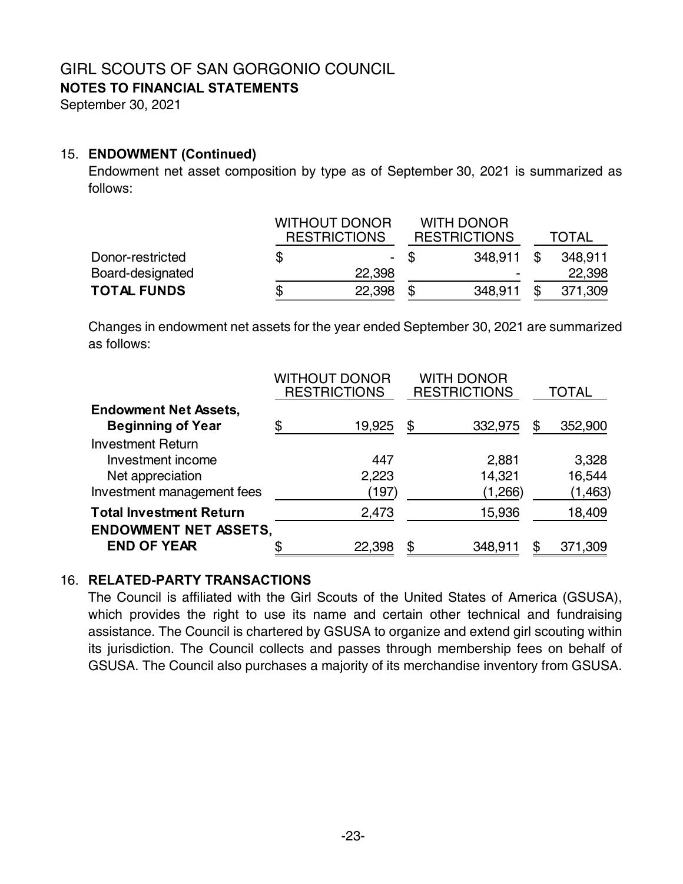# GIRL SCOUTS OF SAN GORGONIO COUNCIL

**NOTES TO FINANCIAL STATEMENTS**

September 30, 2021

## 15. ENDOWMENT (Continued)

Endowment net asset composition by type as of September 30, 2021 is summarized as follows:

| | WITHOUT DONOR RESTRICTIONS | WITH DONOR RESTRICTIONS | TOTAL |
|---|---|---|---|
| Donor-restricted | $ - | $ 348,911 | $ 348,911 |
| Board-designated | 22,398 | - | 22,398 |
| **TOTAL FUNDS** | $ 22,398 | $ 348,911 | $ 371,309 |

Changes in endowment net assets for the year ended September 30, 2021 are summarized as follows:

| | WITHOUT DONOR RESTRICTIONS | WITH DONOR RESTRICTIONS | TOTAL |
|---|---|---|---|
| **Endowment Net Assets, Beginning of Year** | $ 19,925 | $ 332,975 | $ 352,900 |
| Investment Return | | | |
| Investment income | 447 | 2,881 | 3,328 |
| Net appreciation | 2,223 | 14,321 | 16,544 |
| Investment management fees | (197) | (1,266) | (1,463) |
| **Total Investment Return** | 2,473 | 15,936 | 18,409 |
| **ENDOWMENT NET ASSETS, END OF YEAR** | $ 22,398 | $ 348,911 | $ 371,309 |

## 16. RELATED-PARTY TRANSACTIONS

The Council is affiliated with the Girl Scouts of the United States of America (GSUSA), which provides the right to use its name and certain other technical and fundraising assistance. The Council is chartered by GSUSA to organize and extend girl scouting within its jurisdiction. The Council collects and passes through membership fees on behalf of GSUSA. The Council also purchases a majority of its merchandise inventory from GSUSA.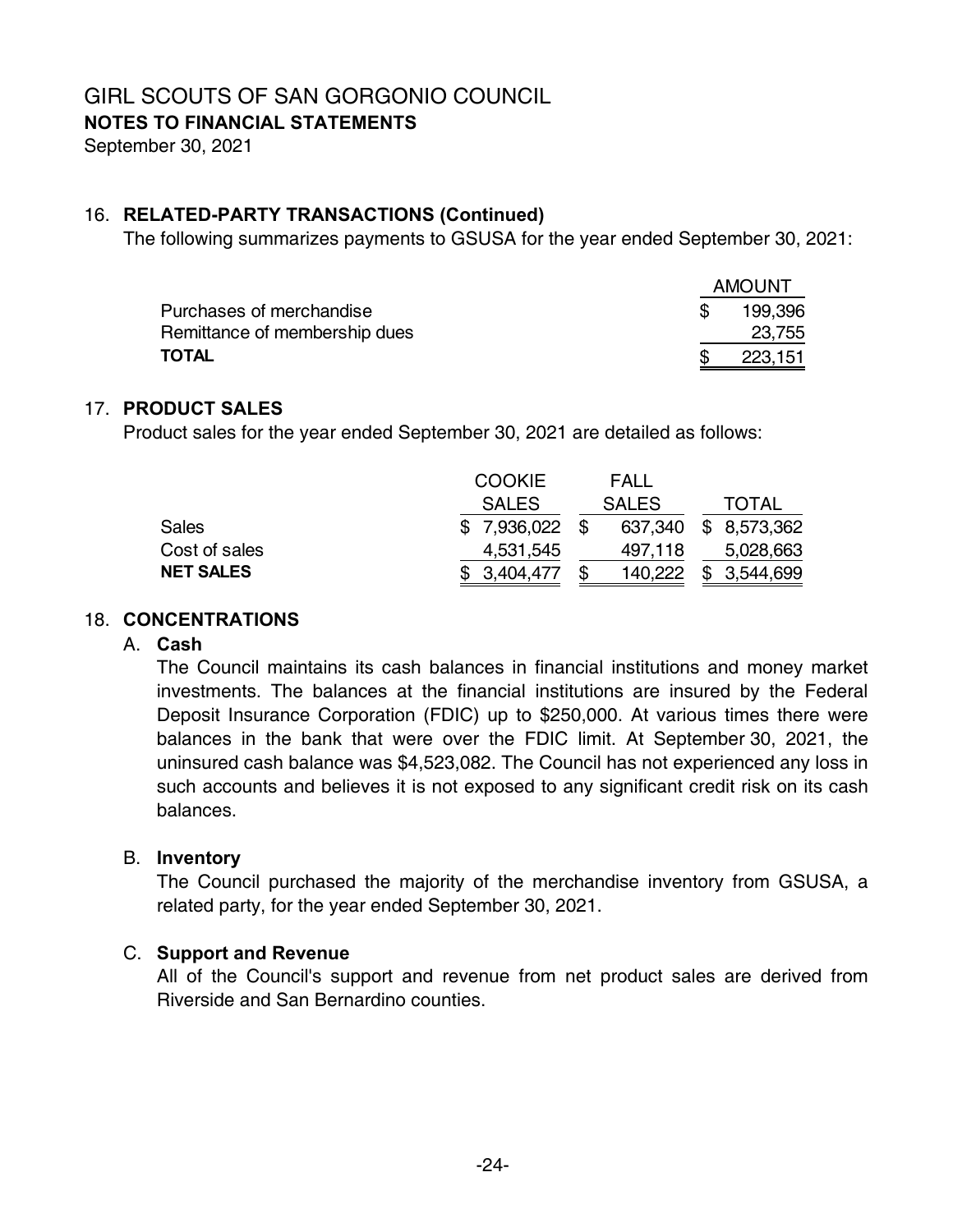# GIRL SCOUTS OF SAN GORGONIO COUNCIL
**NOTES TO FINANCIAL STATEMENTS**
September 30, 2021

## 16. RELATED-PARTY TRANSACTIONS (Continued)

The following summarizes payments to GSUSA for the year ended September 30, 2021:

| | AMOUNT |
|---|---|
| Purchases of merchandise | $ 199,396 |
| Remittance of membership dues | 23,755 |
| **TOTAL** | $ 223,151 |

## 17. PRODUCT SALES

Product sales for the year ended September 30, 2021 are detailed as follows:

| | COOKIE SALES | FALL SALES | TOTAL |
|---|---|---|---|
| Sales | $ 7,936,022 | $ 637,340 | $ 8,573,362 |
| Cost of sales | 4,531,545 | 497,118 | 5,028,663 |
| **NET SALES** | $ 3,404,477 | $ 140,222 | $ 3,544,699 |

## 18. CONCENTRATIONS

### A. Cash

The Council maintains its cash balances in financial institutions and money market investments. The balances at the financial institutions are insured by the Federal Deposit Insurance Corporation (FDIC) up to $250,000. At various times there were balances in the bank that were over the FDIC limit. At September 30, 2021, the uninsured cash balance was $4,523,082. The Council has not experienced any loss in such accounts and believes it is not exposed to any significant credit risk on its cash balances.

### B. Inventory

The Council purchased the majority of the merchandise inventory from GSUSA, a related party, for the year ended September 30, 2021.

### C. Support and Revenue

All of the Council's support and revenue from net product sales are derived from Riverside and San Bernardino counties.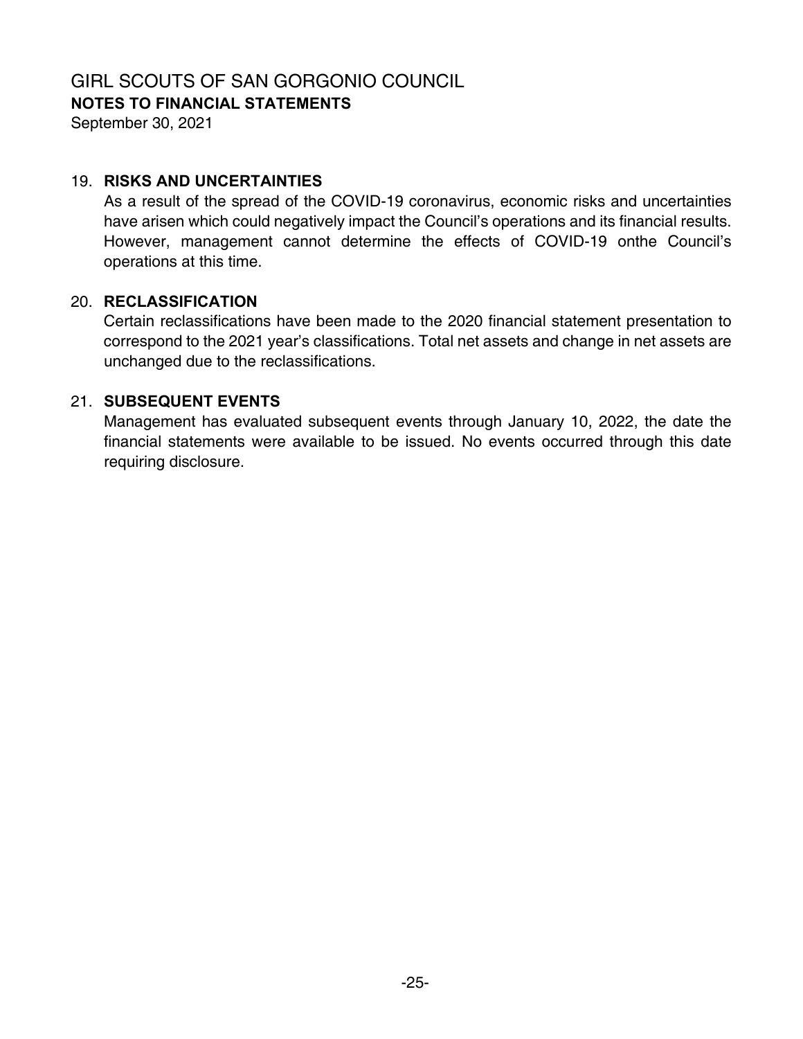# GIRL SCOUTS OF SAN GORGONIO COUNCIL

**NOTES TO FINANCIAL STATEMENTS**

September 30, 2021

## 19. RISKS AND UNCERTAINTIES

As a result of the spread of the COVID-19 coronavirus, economic risks and uncertainties have arisen which could negatively impact the Council's operations and its financial results. However, management cannot determine the effects of COVID-19 onthe Council's operations at this time.

## 20. RECLASSIFICATION

Certain reclassifications have been made to the 2020 financial statement presentation to correspond to the 2021 year's classifications. Total net assets and change in net assets are unchanged due to the reclassifications.

## 21. SUBSEQUENT EVENTS

Management has evaluated subsequent events through January 10, 2022, the date the financial statements were available to be issued. No events occurred through this date requiring disclosure.